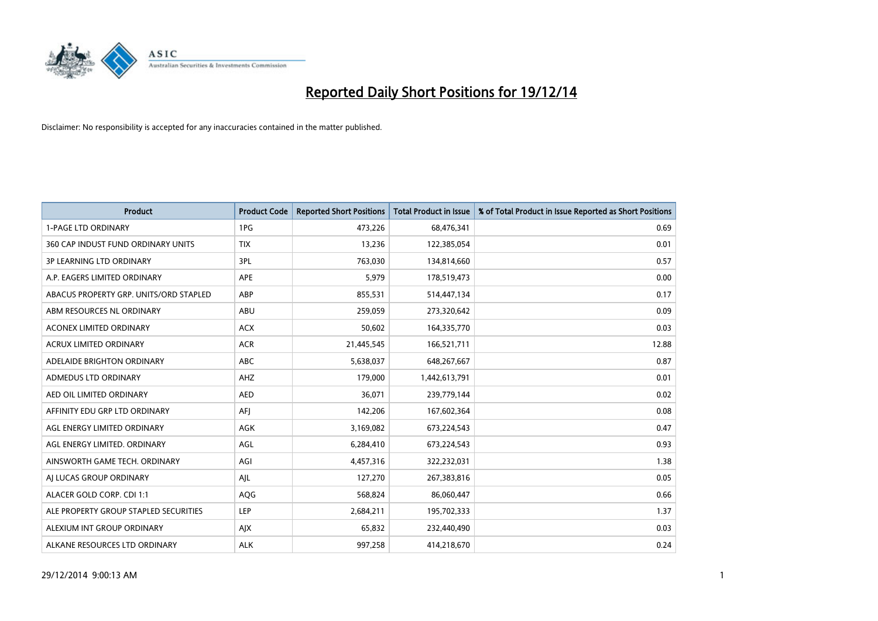# Reported Daily Short Positions for 19/12/14

Disclaimer: No responsibility is accepted for any inaccuracies contained in the matter published.

| Product | Product Code | Reported Short Positions | Total Product in Issue | % of Total Product in Issue Reported as Short Positions |
|---|---|---|---|---|
| 1-PAGE LTD ORDINARY | 1PG | 473,226 | 68,476,341 | 0.69 |
| 360 CAP INDUST FUND ORDINARY UNITS | TIX | 13,236 | 122,385,054 | 0.01 |
| 3P LEARNING LTD ORDINARY | 3PL | 763,030 | 134,814,660 | 0.57 |
| A.P. EAGERS LIMITED ORDINARY | APE | 5,979 | 178,519,473 | 0.00 |
| ABACUS PROPERTY GRP. UNITS/ORD STAPLED | ABP | 855,531 | 514,447,134 | 0.17 |
| ABM RESOURCES NL ORDINARY | ABU | 259,059 | 273,320,642 | 0.09 |
| ACONEX LIMITED ORDINARY | ACX | 50,602 | 164,335,770 | 0.03 |
| ACRUX LIMITED ORDINARY | ACR | 21,445,545 | 166,521,711 | 12.88 |
| ADELAIDE BRIGHTON ORDINARY | ABC | 5,638,037 | 648,267,667 | 0.87 |
| ADMEDUS LTD ORDINARY | AHZ | 179,000 | 1,442,613,791 | 0.01 |
| AED OIL LIMITED ORDINARY | AED | 36,071 | 239,779,144 | 0.02 |
| AFFINITY EDU GRP LTD ORDINARY | AFJ | 142,206 | 167,602,364 | 0.08 |
| AGL ENERGY LIMITED ORDINARY | AGK | 3,169,082 | 673,224,543 | 0.47 |
| AGL ENERGY LIMITED. ORDINARY | AGL | 6,284,410 | 673,224,543 | 0.93 |
| AINSWORTH GAME TECH. ORDINARY | AGI | 4,457,316 | 322,232,031 | 1.38 |
| AJ LUCAS GROUP ORDINARY | AJL | 127,270 | 267,383,816 | 0.05 |
| ALACER GOLD CORP. CDI 1:1 | AQG | 568,824 | 86,060,447 | 0.66 |
| ALE PROPERTY GROUP STAPLED SECURITIES | LEP | 2,684,211 | 195,702,333 | 1.37 |
| ALEXIUM INT GROUP ORDINARY | AJX | 65,832 | 232,440,490 | 0.03 |
| ALKANE RESOURCES LTD ORDINARY | ALK | 997,258 | 414,218,670 | 0.24 |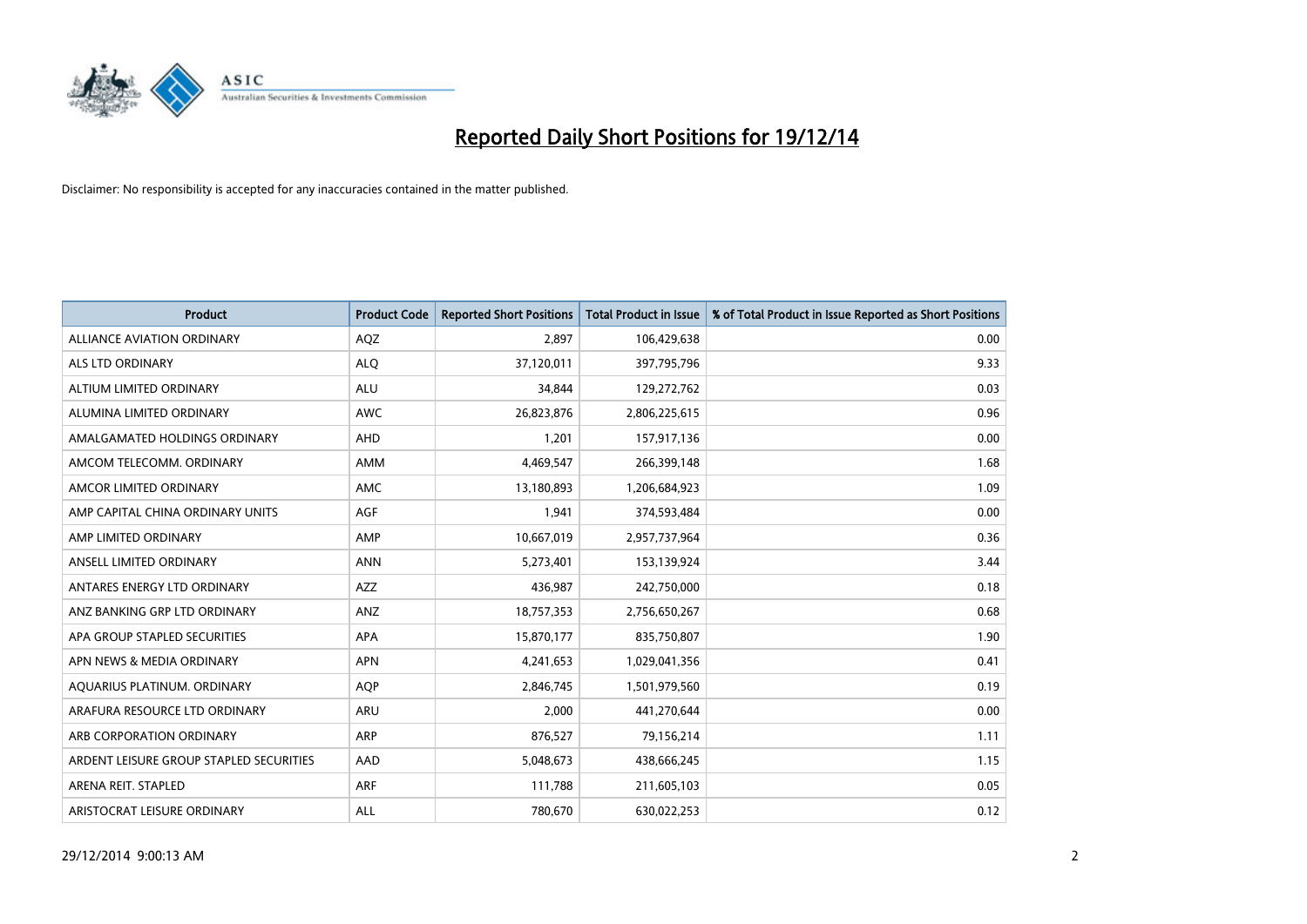# Reported Daily Short Positions for 19/12/14

Disclaimer: No responsibility is accepted for any inaccuracies contained in the matter published.

| Product | Product Code | Reported Short Positions | Total Product in Issue | % of Total Product in Issue Reported as Short Positions |
|---|---|---|---|---|
| ALLIANCE AVIATION ORDINARY | AQZ | 2,897 | 106,429,638 | 0.00 |
| ALS LTD ORDINARY | ALQ | 37,120,011 | 397,795,796 | 9.33 |
| ALTIUM LIMITED ORDINARY | ALU | 34,844 | 129,272,762 | 0.03 |
| ALUMINA LIMITED ORDINARY | AWC | 26,823,876 | 2,806,225,615 | 0.96 |
| AMALGAMATED HOLDINGS ORDINARY | AHD | 1,201 | 157,917,136 | 0.00 |
| AMCOM TELECOMM. ORDINARY | AMM | 4,469,547 | 266,399,148 | 1.68 |
| AMCOR LIMITED ORDINARY | AMC | 13,180,893 | 1,206,684,923 | 1.09 |
| AMP CAPITAL CHINA ORDINARY UNITS | AGF | 1,941 | 374,593,484 | 0.00 |
| AMP LIMITED ORDINARY | AMP | 10,667,019 | 2,957,737,964 | 0.36 |
| ANSELL LIMITED ORDINARY | ANN | 5,273,401 | 153,139,924 | 3.44 |
| ANTARES ENERGY LTD ORDINARY | AZZ | 436,987 | 242,750,000 | 0.18 |
| ANZ BANKING GRP LTD ORDINARY | ANZ | 18,757,353 | 2,756,650,267 | 0.68 |
| APA GROUP STAPLED SECURITIES | APA | 15,870,177 | 835,750,807 | 1.90 |
| APN NEWS & MEDIA ORDINARY | APN | 4,241,653 | 1,029,041,356 | 0.41 |
| AQUARIUS PLATINUM. ORDINARY | AQP | 2,846,745 | 1,501,979,560 | 0.19 |
| ARAFURA RESOURCE LTD ORDINARY | ARU | 2,000 | 441,270,644 | 0.00 |
| ARB CORPORATION ORDINARY | ARP | 876,527 | 79,156,214 | 1.11 |
| ARDENT LEISURE GROUP STAPLED SECURITIES | AAD | 5,048,673 | 438,666,245 | 1.15 |
| ARENA REIT. STAPLED | ARF | 111,788 | 211,605,103 | 0.05 |
| ARISTOCRAT LEISURE ORDINARY | ALL | 780,670 | 630,022,253 | 0.12 |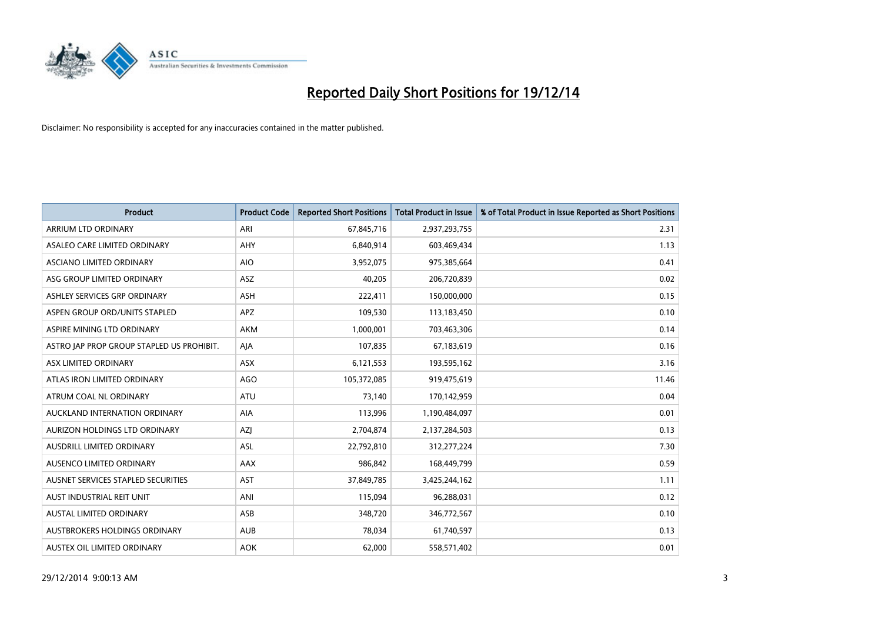# Reported Daily Short Positions for 19/12/14

Disclaimer: No responsibility is accepted for any inaccuracies contained in the matter published.

| Product | Product Code | Reported Short Positions | Total Product in Issue | % of Total Product in Issue Reported as Short Positions |
|---|---|---|---|---|
| ARRIUM LTD ORDINARY | ARI | 67,845,716 | 2,937,293,755 | 2.31 |
| ASALEO CARE LIMITED ORDINARY | AHY | 6,840,914 | 603,469,434 | 1.13 |
| ASCIANO LIMITED ORDINARY | AIO | 3,952,075 | 975,385,664 | 0.41 |
| ASG GROUP LIMITED ORDINARY | ASZ | 40,205 | 206,720,839 | 0.02 |
| ASHLEY SERVICES GRP ORDINARY | ASH | 222,411 | 150,000,000 | 0.15 |
| ASPEN GROUP ORD/UNITS STAPLED | APZ | 109,530 | 113,183,450 | 0.10 |
| ASPIRE MINING LTD ORDINARY | AKM | 1,000,001 | 703,463,306 | 0.14 |
| ASTRO JAP PROP GROUP STAPLED US PROHIBIT. | AJA | 107,835 | 67,183,619 | 0.16 |
| ASX LIMITED ORDINARY | ASX | 6,121,553 | 193,595,162 | 3.16 |
| ATLAS IRON LIMITED ORDINARY | AGO | 105,372,085 | 919,475,619 | 11.46 |
| ATRUM COAL NL ORDINARY | ATU | 73,140 | 170,142,959 | 0.04 |
| AUCKLAND INTERNATION ORDINARY | AIA | 113,996 | 1,190,484,097 | 0.01 |
| AURIZON HOLDINGS LTD ORDINARY | AZJ | 2,704,874 | 2,137,284,503 | 0.13 |
| AUSDRILL LIMITED ORDINARY | ASL | 22,792,810 | 312,277,224 | 7.30 |
| AUSENCO LIMITED ORDINARY | AAX | 986,842 | 168,449,799 | 0.59 |
| AUSNET SERVICES STAPLED SECURITIES | AST | 37,849,785 | 3,425,244,162 | 1.11 |
| AUST INDUSTRIAL REIT UNIT | ANI | 115,094 | 96,288,031 | 0.12 |
| AUSTAL LIMITED ORDINARY | ASB | 348,720 | 346,772,567 | 0.10 |
| AUSTBROKERS HOLDINGS ORDINARY | AUB | 78,034 | 61,740,597 | 0.13 |
| AUSTEX OIL LIMITED ORDINARY | AOK | 62,000 | 558,571,402 | 0.01 |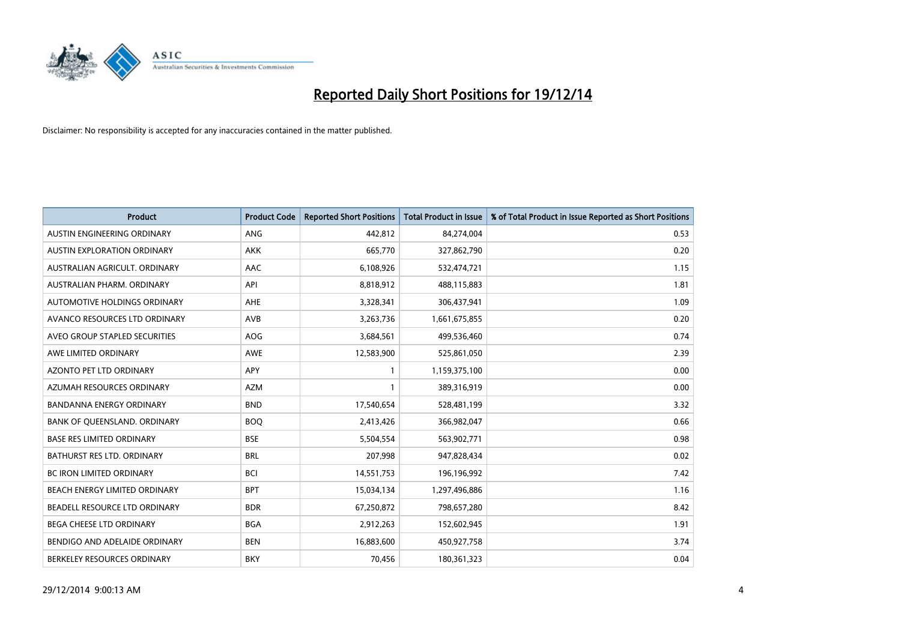# Reported Daily Short Positions for 19/12/14

Disclaimer: No responsibility is accepted for any inaccuracies contained in the matter published.

| Product | Product Code | Reported Short Positions | Total Product in Issue | % of Total Product in Issue Reported as Short Positions |
|---|---|---|---|---|
| AUSTIN ENGINEERING ORDINARY | ANG | 442,812 | 84,274,004 | 0.53 |
| AUSTIN EXPLORATION ORDINARY | AKK | 665,770 | 327,862,790 | 0.20 |
| AUSTRALIAN AGRICULT. ORDINARY | AAC | 6,108,926 | 532,474,721 | 1.15 |
| AUSTRALIAN PHARM. ORDINARY | API | 8,818,912 | 488,115,883 | 1.81 |
| AUTOMOTIVE HOLDINGS ORDINARY | AHE | 3,328,341 | 306,437,941 | 1.09 |
| AVANCO RESOURCES LTD ORDINARY | AVB | 3,263,736 | 1,661,675,855 | 0.20 |
| AVEO GROUP STAPLED SECURITIES | AOG | 3,684,561 | 499,536,460 | 0.74 |
| AWE LIMITED ORDINARY | AWE | 12,583,900 | 525,861,050 | 2.39 |
| AZONTO PET LTD ORDINARY | APY | 1 | 1,159,375,100 | 0.00 |
| AZUMAH RESOURCES ORDINARY | AZM | 1 | 389,316,919 | 0.00 |
| BANDANNA ENERGY ORDINARY | BND | 17,540,654 | 528,481,199 | 3.32 |
| BANK OF QUEENSLAND. ORDINARY | BOQ | 2,413,426 | 366,982,047 | 0.66 |
| BASE RES LIMITED ORDINARY | BSE | 5,504,554 | 563,902,771 | 0.98 |
| BATHURST RES LTD. ORDINARY | BRL | 207,998 | 947,828,434 | 0.02 |
| BC IRON LIMITED ORDINARY | BCI | 14,551,753 | 196,196,992 | 7.42 |
| BEACH ENERGY LIMITED ORDINARY | BPT | 15,034,134 | 1,297,496,886 | 1.16 |
| BEADELL RESOURCE LTD ORDINARY | BDR | 67,250,872 | 798,657,280 | 8.42 |
| BEGA CHEESE LTD ORDINARY | BGA | 2,912,263 | 152,602,945 | 1.91 |
| BENDIGO AND ADELAIDE ORDINARY | BEN | 16,883,600 | 450,927,758 | 3.74 |
| BERKELEY RESOURCES ORDINARY | BKY | 70,456 | 180,361,323 | 0.04 |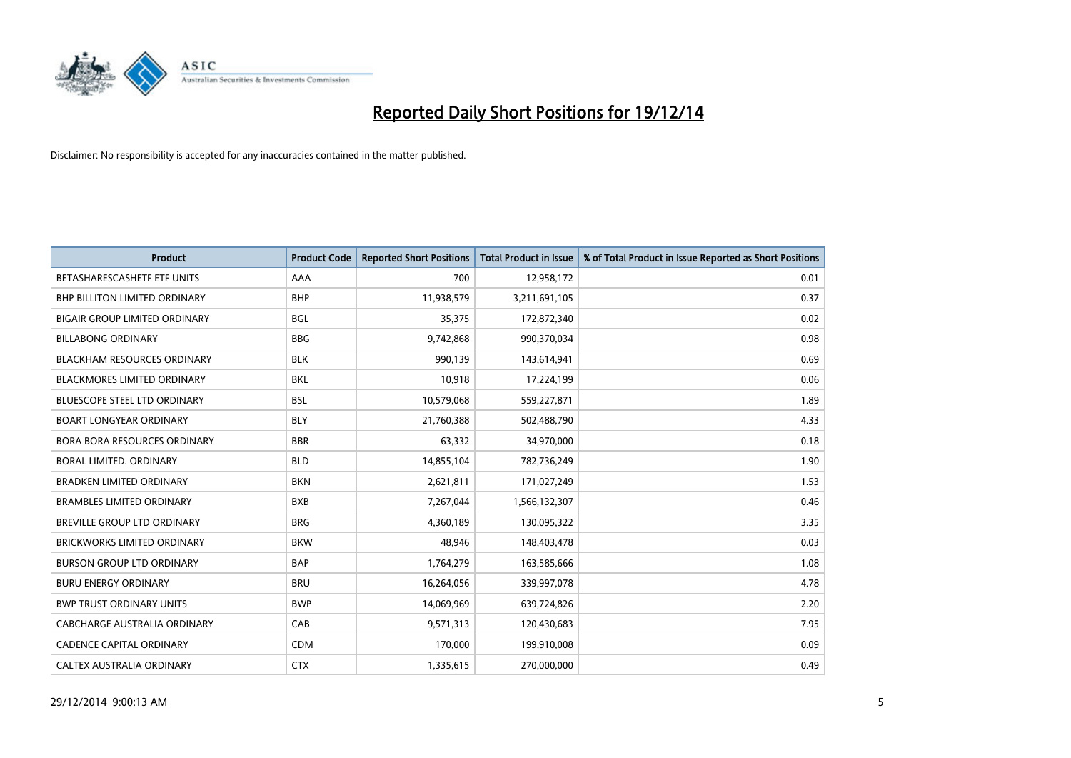# Reported Daily Short Positions for 19/12/14

Disclaimer: No responsibility is accepted for any inaccuracies contained in the matter published.

| Product | Product Code | Reported Short Positions | Total Product in Issue | % of Total Product in Issue Reported as Short Positions |
|---|---|---|---|---|
| BETASHARESCASHETF ETF UNITS | AAA | 700 | 12,958,172 | 0.01 |
| BHP BILLITON LIMITED ORDINARY | BHP | 11,938,579 | 3,211,691,105 | 0.37 |
| BIGAIR GROUP LIMITED ORDINARY | BGL | 35,375 | 172,872,340 | 0.02 |
| BILLABONG ORDINARY | BBG | 9,742,868 | 990,370,034 | 0.98 |
| BLACKHAM RESOURCES ORDINARY | BLK | 990,139 | 143,614,941 | 0.69 |
| BLACKMORES LIMITED ORDINARY | BKL | 10,918 | 17,224,199 | 0.06 |
| BLUESCOPE STEEL LTD ORDINARY | BSL | 10,579,068 | 559,227,871 | 1.89 |
| BOART LONGYEAR ORDINARY | BLY | 21,760,388 | 502,488,790 | 4.33 |
| BORA BORA RESOURCES ORDINARY | BBR | 63,332 | 34,970,000 | 0.18 |
| BORAL LIMITED. ORDINARY | BLD | 14,855,104 | 782,736,249 | 1.90 |
| BRADKEN LIMITED ORDINARY | BKN | 2,621,811 | 171,027,249 | 1.53 |
| BRAMBLES LIMITED ORDINARY | BXB | 7,267,044 | 1,566,132,307 | 0.46 |
| BREVILLE GROUP LTD ORDINARY | BRG | 4,360,189 | 130,095,322 | 3.35 |
| BRICKWORKS LIMITED ORDINARY | BKW | 48,946 | 148,403,478 | 0.03 |
| BURSON GROUP LTD ORDINARY | BAP | 1,764,279 | 163,585,666 | 1.08 |
| BURU ENERGY ORDINARY | BRU | 16,264,056 | 339,997,078 | 4.78 |
| BWP TRUST ORDINARY UNITS | BWP | 14,069,969 | 639,724,826 | 2.20 |
| CABCHARGE AUSTRALIA ORDINARY | CAB | 9,571,313 | 120,430,683 | 7.95 |
| CADENCE CAPITAL ORDINARY | CDM | 170,000 | 199,910,008 | 0.09 |
| CALTEX AUSTRALIA ORDINARY | CTX | 1,335,615 | 270,000,000 | 0.49 |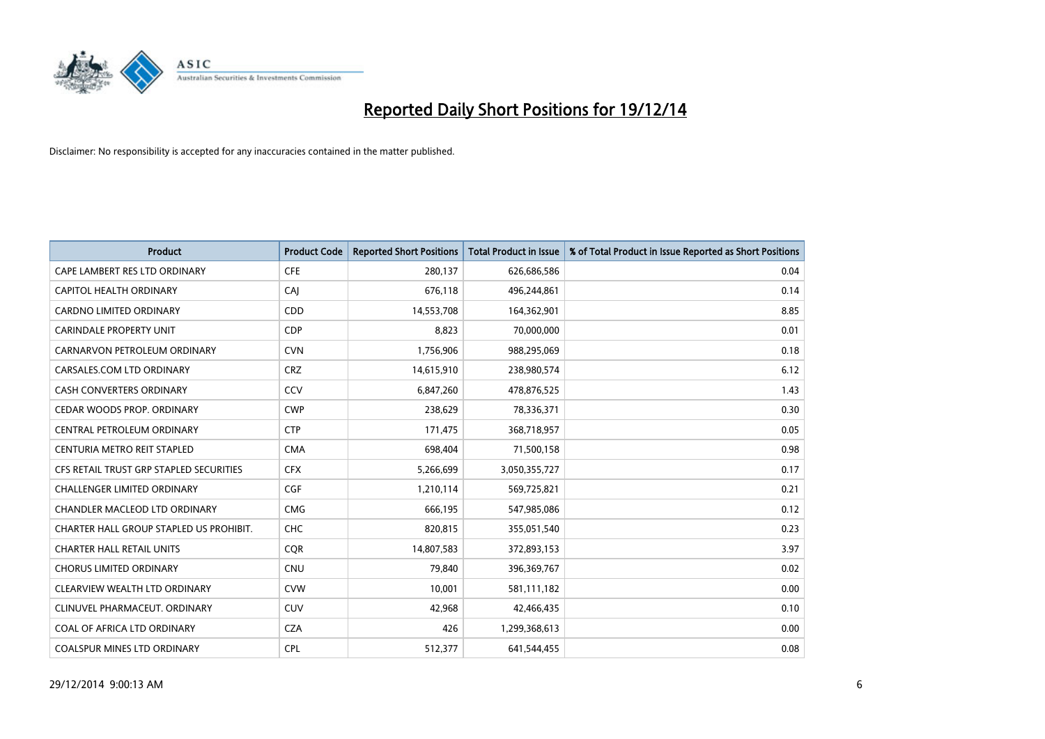# Reported Daily Short Positions for 19/12/14

Disclaimer: No responsibility is accepted for any inaccuracies contained in the matter published.

| Product | Product Code | Reported Short Positions | Total Product in Issue | % of Total Product in Issue Reported as Short Positions |
|---|---|---|---|---|
| CAPE LAMBERT RES LTD ORDINARY | CFE | 280,137 | 626,686,586 | 0.04 |
| CAPITOL HEALTH ORDINARY | CAJ | 676,118 | 496,244,861 | 0.14 |
| CARDNO LIMITED ORDINARY | CDD | 14,553,708 | 164,362,901 | 8.85 |
| CARINDALE PROPERTY UNIT | CDP | 8,823 | 70,000,000 | 0.01 |
| CARNARVON PETROLEUM ORDINARY | CVN | 1,756,906 | 988,295,069 | 0.18 |
| CARSALES.COM LTD ORDINARY | CRZ | 14,615,910 | 238,980,574 | 6.12 |
| CASH CONVERTERS ORDINARY | CCV | 6,847,260 | 478,876,525 | 1.43 |
| CEDAR WOODS PROP. ORDINARY | CWP | 238,629 | 78,336,371 | 0.30 |
| CENTRAL PETROLEUM ORDINARY | CTP | 171,475 | 368,718,957 | 0.05 |
| CENTURIA METRO REIT STAPLED | CMA | 698,404 | 71,500,158 | 0.98 |
| CFS RETAIL TRUST GRP STAPLED SECURITIES | CFX | 5,266,699 | 3,050,355,727 | 0.17 |
| CHALLENGER LIMITED ORDINARY | CGF | 1,210,114 | 569,725,821 | 0.21 |
| CHANDLER MACLEOD LTD ORDINARY | CMG | 666,195 | 547,985,086 | 0.12 |
| CHARTER HALL GROUP STAPLED US PROHIBIT. | CHC | 820,815 | 355,051,540 | 0.23 |
| CHARTER HALL RETAIL UNITS | CQR | 14,807,583 | 372,893,153 | 3.97 |
| CHORUS LIMITED ORDINARY | CNU | 79,840 | 396,369,767 | 0.02 |
| CLEARVIEW WEALTH LTD ORDINARY | CVW | 10,001 | 581,111,182 | 0.00 |
| CLINUVEL PHARMACEUT. ORDINARY | CUV | 42,968 | 42,466,435 | 0.10 |
| COAL OF AFRICA LTD ORDINARY | CZA | 426 | 1,299,368,613 | 0.00 |
| COALSPUR MINES LTD ORDINARY | CPL | 512,377 | 641,544,455 | 0.08 |

29/12/2014 9:00:13 AM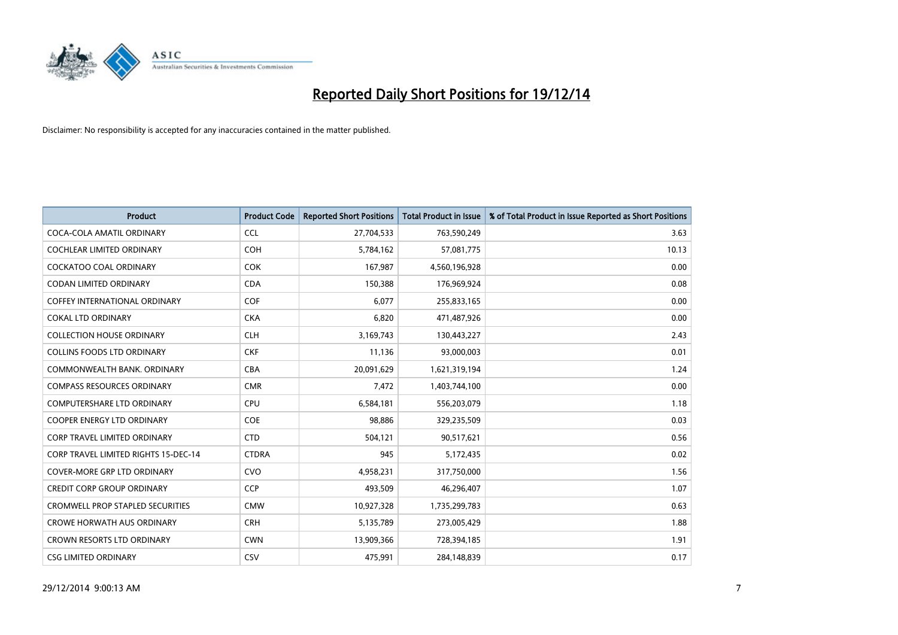# Reported Daily Short Positions for 19/12/14

Disclaimer: No responsibility is accepted for any inaccuracies contained in the matter published.

| Product | Product Code | Reported Short Positions | Total Product in Issue | % of Total Product in Issue Reported as Short Positions |
|---|---|---|---|---|
| COCA-COLA AMATIL ORDINARY | CCL | 27,704,533 | 763,590,249 | 3.63 |
| COCHLEAR LIMITED ORDINARY | COH | 5,784,162 | 57,081,775 | 10.13 |
| COCKATOO COAL ORDINARY | COK | 167,987 | 4,560,196,928 | 0.00 |
| CODAN LIMITED ORDINARY | CDA | 150,388 | 176,969,924 | 0.08 |
| COFFEY INTERNATIONAL ORDINARY | COF | 6,077 | 255,833,165 | 0.00 |
| COKAL LTD ORDINARY | CKA | 6,820 | 471,487,926 | 0.00 |
| COLLECTION HOUSE ORDINARY | CLH | 3,169,743 | 130,443,227 | 2.43 |
| COLLINS FOODS LTD ORDINARY | CKF | 11,136 | 93,000,003 | 0.01 |
| COMMONWEALTH BANK. ORDINARY | CBA | 20,091,629 | 1,621,319,194 | 1.24 |
| COMPASS RESOURCES ORDINARY | CMR | 7,472 | 1,403,744,100 | 0.00 |
| COMPUTERSHARE LTD ORDINARY | CPU | 6,584,181 | 556,203,079 | 1.18 |
| COOPER ENERGY LTD ORDINARY | COE | 98,886 | 329,235,509 | 0.03 |
| CORP TRAVEL LIMITED ORDINARY | CTD | 504,121 | 90,517,621 | 0.56 |
| CORP TRAVEL LIMITED RIGHTS 15-DEC-14 | CTDRA | 945 | 5,172,435 | 0.02 |
| COVER-MORE GRP LTD ORDINARY | CVO | 4,958,231 | 317,750,000 | 1.56 |
| CREDIT CORP GROUP ORDINARY | CCP | 493,509 | 46,296,407 | 1.07 |
| CROMWELL PROP STAPLED SECURITIES | CMW | 10,927,328 | 1,735,299,783 | 0.63 |
| CROWE HORWATH AUS ORDINARY | CRH | 5,135,789 | 273,005,429 | 1.88 |
| CROWN RESORTS LTD ORDINARY | CWN | 13,909,366 | 728,394,185 | 1.91 |
| CSG LIMITED ORDINARY | CSV | 475,991 | 284,148,839 | 0.17 |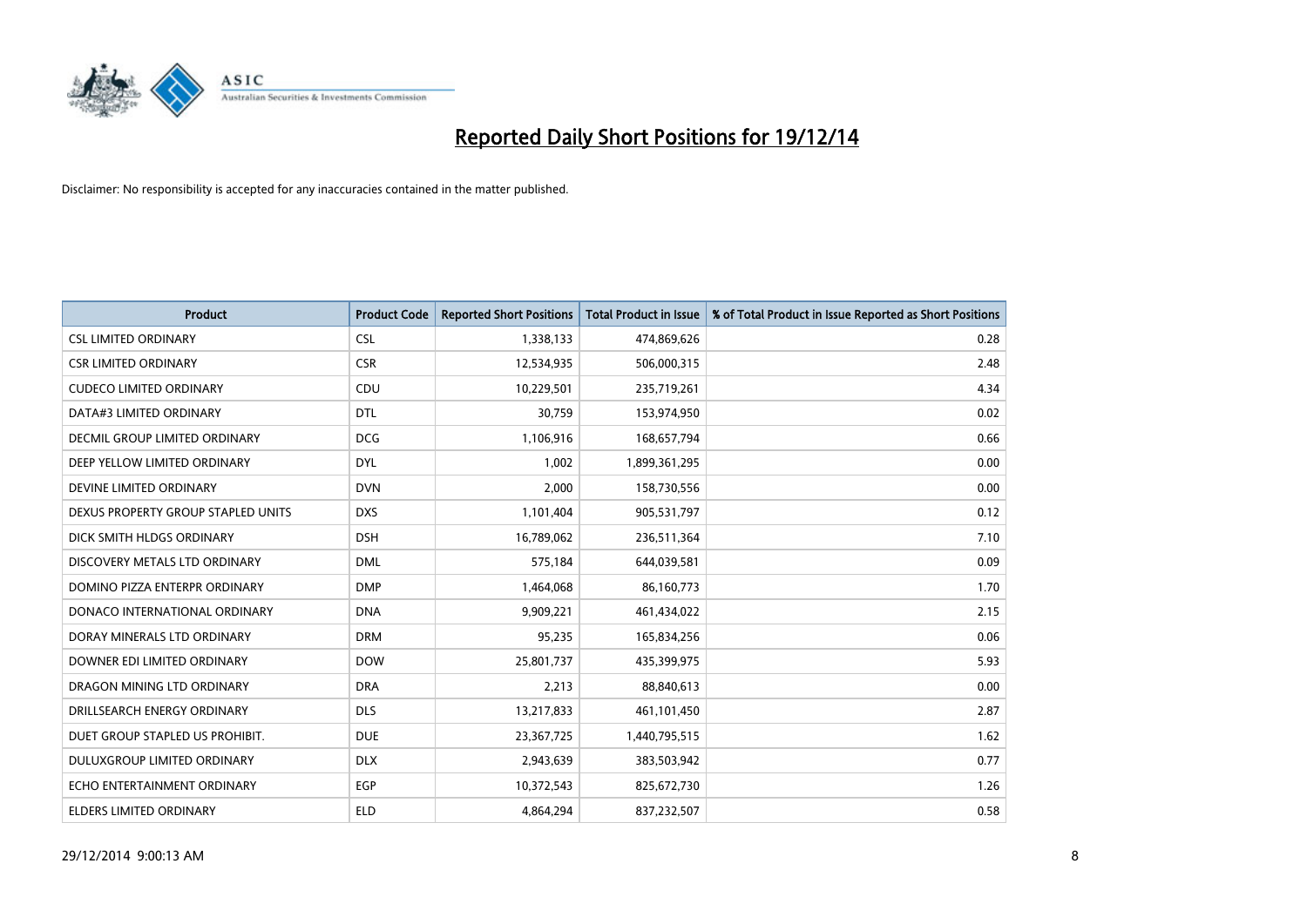# Reported Daily Short Positions for 19/12/14

Disclaimer: No responsibility is accepted for any inaccuracies contained in the matter published.

| Product | Product Code | Reported Short Positions | Total Product in Issue | % of Total Product in Issue Reported as Short Positions |
|---|---|---|---|---|
| CSL LIMITED ORDINARY | CSL | 1,338,133 | 474,869,626 | 0.28 |
| CSR LIMITED ORDINARY | CSR | 12,534,935 | 506,000,315 | 2.48 |
| CUDECO LIMITED ORDINARY | CDU | 10,229,501 | 235,719,261 | 4.34 |
| DATA#3 LIMITED ORDINARY | DTL | 30,759 | 153,974,950 | 0.02 |
| DECMIL GROUP LIMITED ORDINARY | DCG | 1,106,916 | 168,657,794 | 0.66 |
| DEEP YELLOW LIMITED ORDINARY | DYL | 1,002 | 1,899,361,295 | 0.00 |
| DEVINE LIMITED ORDINARY | DVN | 2,000 | 158,730,556 | 0.00 |
| DEXUS PROPERTY GROUP STAPLED UNITS | DXS | 1,101,404 | 905,531,797 | 0.12 |
| DICK SMITH HLDGS ORDINARY | DSH | 16,789,062 | 236,511,364 | 7.10 |
| DISCOVERY METALS LTD ORDINARY | DML | 575,184 | 644,039,581 | 0.09 |
| DOMINO PIZZA ENTERPR ORDINARY | DMP | 1,464,068 | 86,160,773 | 1.70 |
| DONACO INTERNATIONAL ORDINARY | DNA | 9,909,221 | 461,434,022 | 2.15 |
| DORAY MINERALS LTD ORDINARY | DRM | 95,235 | 165,834,256 | 0.06 |
| DOWNER EDI LIMITED ORDINARY | DOW | 25,801,737 | 435,399,975 | 5.93 |
| DRAGON MINING LTD ORDINARY | DRA | 2,213 | 88,840,613 | 0.00 |
| DRILLSEARCH ENERGY ORDINARY | DLS | 13,217,833 | 461,101,450 | 2.87 |
| DUET GROUP STAPLED US PROHIBIT. | DUE | 23,367,725 | 1,440,795,515 | 1.62 |
| DULUXGROUP LIMITED ORDINARY | DLX | 2,943,639 | 383,503,942 | 0.77 |
| ECHO ENTERTAINMENT ORDINARY | EGP | 10,372,543 | 825,672,730 | 1.26 |
| ELDERS LIMITED ORDINARY | ELD | 4,864,294 | 837,232,507 | 0.58 |

29/12/2014 9:00:13 AM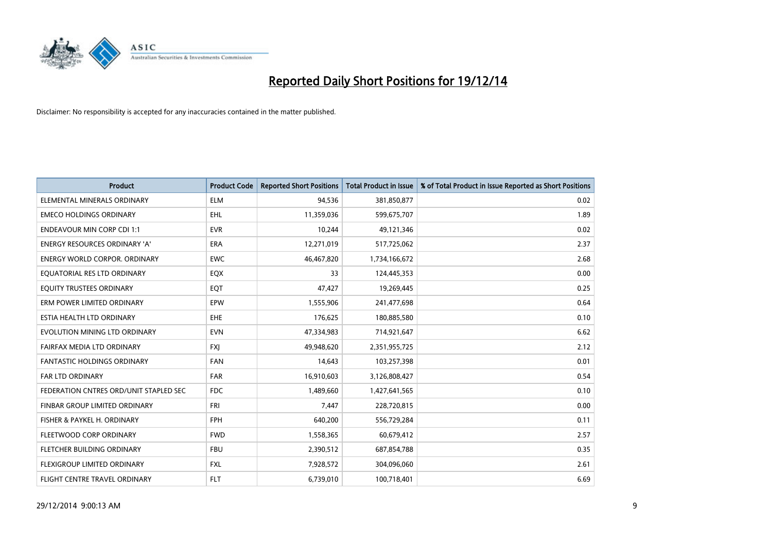# Reported Daily Short Positions for 19/12/14

Disclaimer: No responsibility is accepted for any inaccuracies contained in the matter published.

| Product | Product Code | Reported Short Positions | Total Product in Issue | % of Total Product in Issue Reported as Short Positions |
|---|---|---|---|---|
| ELEMENTAL MINERALS ORDINARY | ELM | 94,536 | 381,850,877 | 0.02 |
| EMECO HOLDINGS ORDINARY | EHL | 11,359,036 | 599,675,707 | 1.89 |
| ENDEAVOUR MIN CORP CDI 1:1 | EVR | 10,244 | 49,121,346 | 0.02 |
| ENERGY RESOURCES ORDINARY 'A' | ERA | 12,271,019 | 517,725,062 | 2.37 |
| ENERGY WORLD CORPOR. ORDINARY | EWC | 46,467,820 | 1,734,166,672 | 2.68 |
| EQUATORIAL RES LTD ORDINARY | EQX | 33 | 124,445,353 | 0.00 |
| EQUITY TRUSTEES ORDINARY | EQT | 47,427 | 19,269,445 | 0.25 |
| ERM POWER LIMITED ORDINARY | EPW | 1,555,906 | 241,477,698 | 0.64 |
| ESTIA HEALTH LTD ORDINARY | EHE | 176,625 | 180,885,580 | 0.10 |
| EVOLUTION MINING LTD ORDINARY | EVN | 47,334,983 | 714,921,647 | 6.62 |
| FAIRFAX MEDIA LTD ORDINARY | FXJ | 49,948,620 | 2,351,955,725 | 2.12 |
| FANTASTIC HOLDINGS ORDINARY | FAN | 14,643 | 103,257,398 | 0.01 |
| FAR LTD ORDINARY | FAR | 16,910,603 | 3,126,808,427 | 0.54 |
| FEDERATION CNTRES ORD/UNIT STAPLED SEC | FDC | 1,489,660 | 1,427,641,565 | 0.10 |
| FINBAR GROUP LIMITED ORDINARY | FRI | 7,447 | 228,720,815 | 0.00 |
| FISHER & PAYKEL H. ORDINARY | FPH | 640,200 | 556,729,284 | 0.11 |
| FLEETWOOD CORP ORDINARY | FWD | 1,558,365 | 60,679,412 | 2.57 |
| FLETCHER BUILDING ORDINARY | FBU | 2,390,512 | 687,854,788 | 0.35 |
| FLEXIGROUP LIMITED ORDINARY | FXL | 7,928,572 | 304,096,060 | 2.61 |
| FLIGHT CENTRE TRAVEL ORDINARY | FLT | 6,739,010 | 100,718,401 | 6.69 |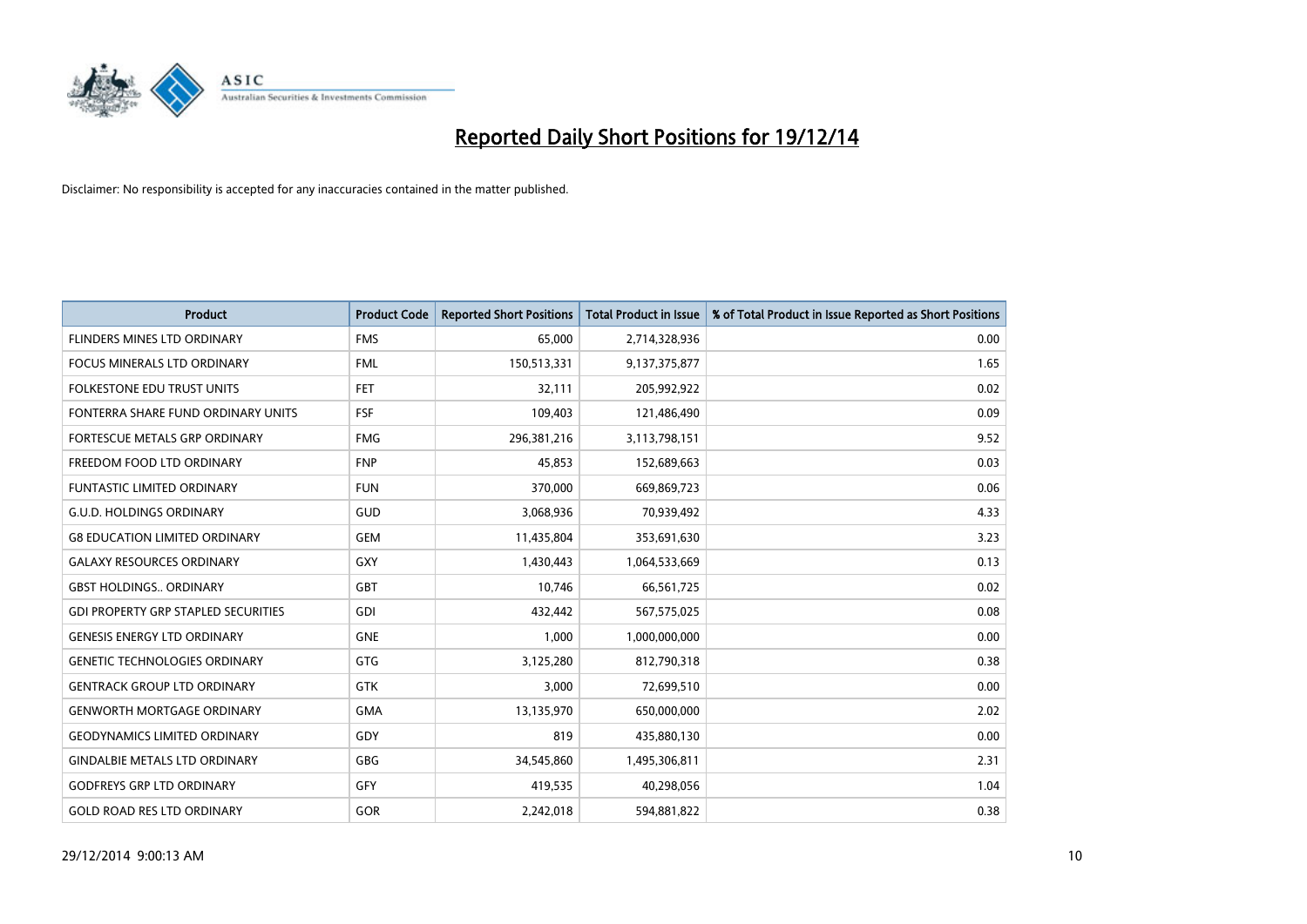# Reported Daily Short Positions for 19/12/14

Disclaimer: No responsibility is accepted for any inaccuracies contained in the matter published.

| Product | Product Code | Reported Short Positions | Total Product in Issue | % of Total Product in Issue Reported as Short Positions |
|---|---|---|---|---|
| FLINDERS MINES LTD ORDINARY | FMS | 65,000 | 2,714,328,936 | 0.00 |
| FOCUS MINERALS LTD ORDINARY | FML | 150,513,331 | 9,137,375,877 | 1.65 |
| FOLKESTONE EDU TRUST UNITS | FET | 32,111 | 205,992,922 | 0.02 |
| FONTERRA SHARE FUND ORDINARY UNITS | FSF | 109,403 | 121,486,490 | 0.09 |
| FORTESCUE METALS GRP ORDINARY | FMG | 296,381,216 | 3,113,798,151 | 9.52 |
| FREEDOM FOOD LTD ORDINARY | FNP | 45,853 | 152,689,663 | 0.03 |
| FUNTASTIC LIMITED ORDINARY | FUN | 370,000 | 669,869,723 | 0.06 |
| G.U.D. HOLDINGS ORDINARY | GUD | 3,068,936 | 70,939,492 | 4.33 |
| G8 EDUCATION LIMITED ORDINARY | GEM | 11,435,804 | 353,691,630 | 3.23 |
| GALAXY RESOURCES ORDINARY | GXY | 1,430,443 | 1,064,533,669 | 0.13 |
| GBST HOLDINGS.. ORDINARY | GBT | 10,746 | 66,561,725 | 0.02 |
| GDI PROPERTY GRP STAPLED SECURITIES | GDI | 432,442 | 567,575,025 | 0.08 |
| GENESIS ENERGY LTD ORDINARY | GNE | 1,000 | 1,000,000,000 | 0.00 |
| GENETIC TECHNOLOGIES ORDINARY | GTG | 3,125,280 | 812,790,318 | 0.38 |
| GENTRACK GROUP LTD ORDINARY | GTK | 3,000 | 72,699,510 | 0.00 |
| GENWORTH MORTGAGE ORDINARY | GMA | 13,135,970 | 650,000,000 | 2.02 |
| GEODYNAMICS LIMITED ORDINARY | GDY | 819 | 435,880,130 | 0.00 |
| GINDALBIE METALS LTD ORDINARY | GBG | 34,545,860 | 1,495,306,811 | 2.31 |
| GODFREYS GRP LTD ORDINARY | GFY | 419,535 | 40,298,056 | 1.04 |
| GOLD ROAD RES LTD ORDINARY | GOR | 2,242,018 | 594,881,822 | 0.38 |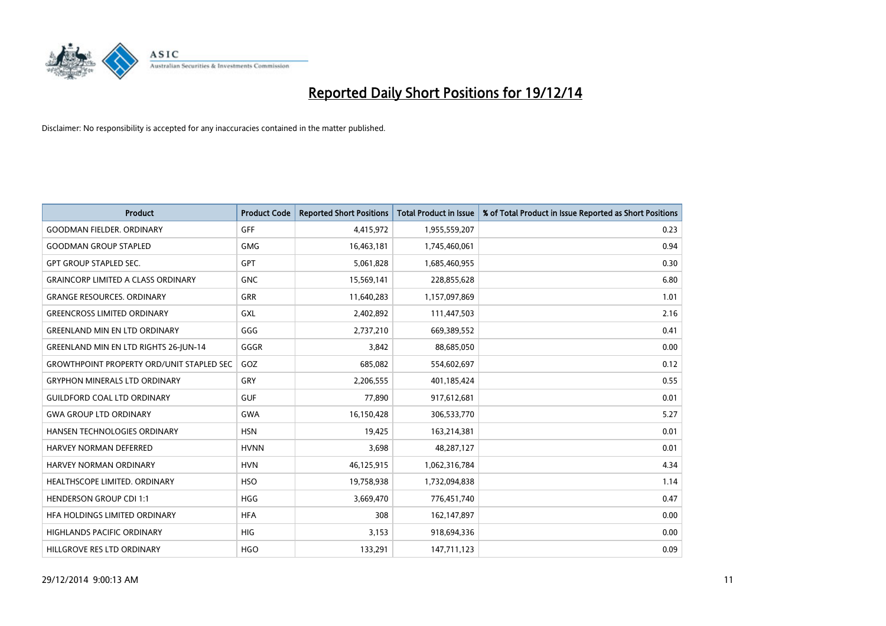# Reported Daily Short Positions for 19/12/14

Disclaimer: No responsibility is accepted for any inaccuracies contained in the matter published.

| Product | Product Code | Reported Short Positions | Total Product in Issue | % of Total Product in Issue Reported as Short Positions |
|---|---|---|---|---|
| GOODMAN FIELDER. ORDINARY | GFF | 4,415,972 | 1,955,559,207 | 0.23 |
| GOODMAN GROUP STAPLED | GMG | 16,463,181 | 1,745,460,061 | 0.94 |
| GPT GROUP STAPLED SEC. | GPT | 5,061,828 | 1,685,460,955 | 0.30 |
| GRAINCORP LIMITED A CLASS ORDINARY | GNC | 15,569,141 | 228,855,628 | 6.80 |
| GRANGE RESOURCES. ORDINARY | GRR | 11,640,283 | 1,157,097,869 | 1.01 |
| GREENCROSS LIMITED ORDINARY | GXL | 2,402,892 | 111,447,503 | 2.16 |
| GREENLAND MIN EN LTD ORDINARY | GGG | 2,737,210 | 669,389,552 | 0.41 |
| GREENLAND MIN EN LTD RIGHTS 26-JUN-14 | GGGR | 3,842 | 88,685,050 | 0.00 |
| GROWTHPOINT PROPERTY ORD/UNIT STAPLED SEC | GOZ | 685,082 | 554,602,697 | 0.12 |
| GRYPHON MINERALS LTD ORDINARY | GRY | 2,206,555 | 401,185,424 | 0.55 |
| GUILDFORD COAL LTD ORDINARY | GUF | 77,890 | 917,612,681 | 0.01 |
| GWA GROUP LTD ORDINARY | GWA | 16,150,428 | 306,533,770 | 5.27 |
| HANSEN TECHNOLOGIES ORDINARY | HSN | 19,425 | 163,214,381 | 0.01 |
| HARVEY NORMAN DEFERRED | HVNN | 3,698 | 48,287,127 | 0.01 |
| HARVEY NORMAN ORDINARY | HVN | 46,125,915 | 1,062,316,784 | 4.34 |
| HEALTHSCOPE LIMITED. ORDINARY | HSO | 19,758,938 | 1,732,094,838 | 1.14 |
| HENDERSON GROUP CDI 1:1 | HGG | 3,669,470 | 776,451,740 | 0.47 |
| HFA HOLDINGS LIMITED ORDINARY | HFA | 308 | 162,147,897 | 0.00 |
| HIGHLANDS PACIFIC ORDINARY | HIG | 3,153 | 918,694,336 | 0.00 |
| HILLGROVE RES LTD ORDINARY | HGO | 133,291 | 147,711,123 | 0.09 |

29/12/2014 9:00:13 AM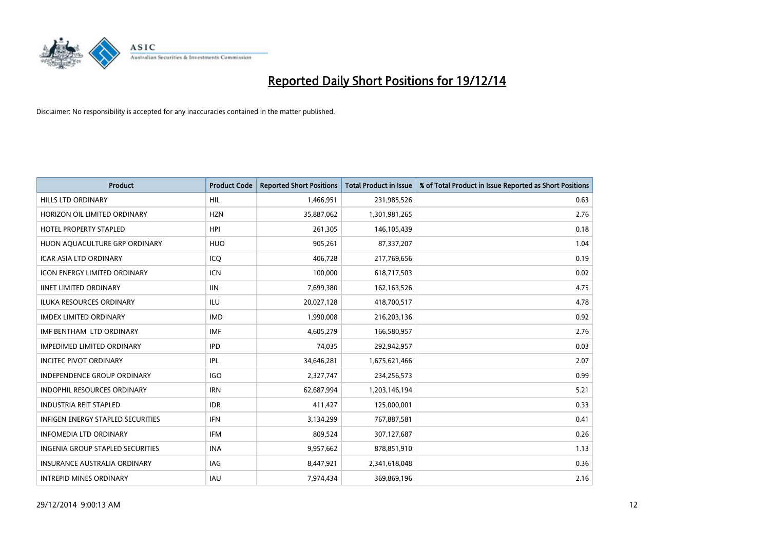# Reported Daily Short Positions for 19/12/14

Disclaimer: No responsibility is accepted for any inaccuracies contained in the matter published.

| Product | Product Code | Reported Short Positions | Total Product in Issue | % of Total Product in Issue Reported as Short Positions |
|---|---|---|---|---|
| HILLS LTD ORDINARY | HIL | 1,466,951 | 231,985,526 | 0.63 |
| HORIZON OIL LIMITED ORDINARY | HZN | 35,887,062 | 1,301,981,265 | 2.76 |
| HOTEL PROPERTY STAPLED | HPI | 261,305 | 146,105,439 | 0.18 |
| HUON AQUACULTURE GRP ORDINARY | HUO | 905,261 | 87,337,207 | 1.04 |
| ICAR ASIA LTD ORDINARY | ICQ | 406,728 | 217,769,656 | 0.19 |
| ICON ENERGY LIMITED ORDINARY | ICN | 100,000 | 618,717,503 | 0.02 |
| IINET LIMITED ORDINARY | IIN | 7,699,380 | 162,163,526 | 4.75 |
| ILUKA RESOURCES ORDINARY | ILU | 20,027,128 | 418,700,517 | 4.78 |
| IMDEX LIMITED ORDINARY | IMD | 1,990,008 | 216,203,136 | 0.92 |
| IMF BENTHAM LTD ORDINARY | IMF | 4,605,279 | 166,580,957 | 2.76 |
| IMPEDIMED LIMITED ORDINARY | IPD | 74,035 | 292,942,957 | 0.03 |
| INCITEC PIVOT ORDINARY | IPL | 34,646,281 | 1,675,621,466 | 2.07 |
| INDEPENDENCE GROUP ORDINARY | IGO | 2,327,747 | 234,256,573 | 0.99 |
| INDOPHIL RESOURCES ORDINARY | IRN | 62,687,994 | 1,203,146,194 | 5.21 |
| INDUSTRIA REIT STAPLED | IDR | 411,427 | 125,000,001 | 0.33 |
| INFIGEN ENERGY STAPLED SECURITIES | IFN | 3,134,299 | 767,887,581 | 0.41 |
| INFOMEDIA LTD ORDINARY | IFM | 809,524 | 307,127,687 | 0.26 |
| INGENIA GROUP STAPLED SECURITIES | INA | 9,957,662 | 878,851,910 | 1.13 |
| INSURANCE AUSTRALIA ORDINARY | IAG | 8,447,921 | 2,341,618,048 | 0.36 |
| INTREPID MINES ORDINARY | IAU | 7,974,434 | 369,869,196 | 2.16 |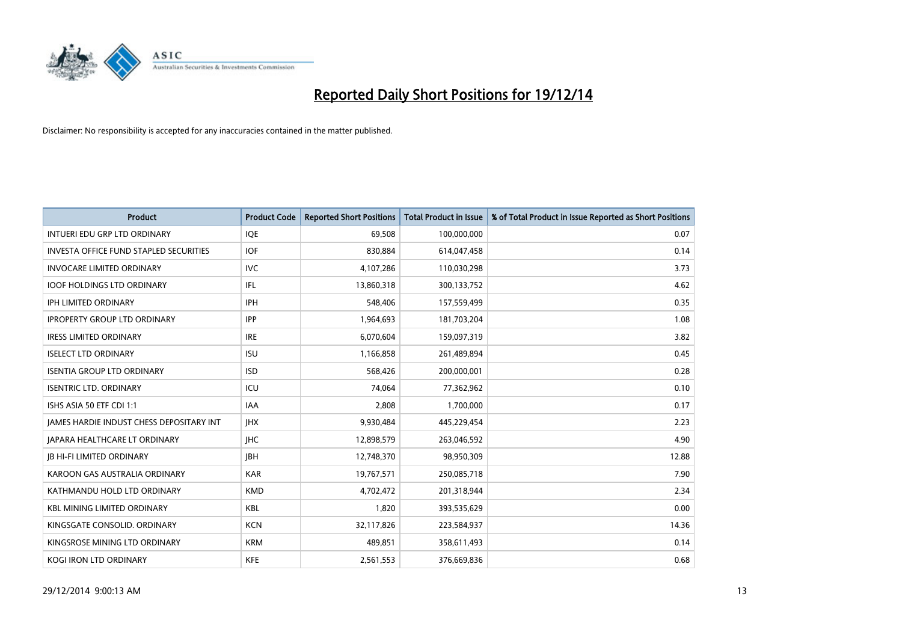# Reported Daily Short Positions for 19/12/14

Disclaimer: No responsibility is accepted for any inaccuracies contained in the matter published.

| Product | Product Code | Reported Short Positions | Total Product in Issue | % of Total Product in Issue Reported as Short Positions |
|---|---|---|---|---|
| INTUERI EDU GRP LTD ORDINARY | IQE | 69,508 | 100,000,000 | 0.07 |
| INVESTA OFFICE FUND STAPLED SECURITIES | IOF | 830,884 | 614,047,458 | 0.14 |
| INVOCARE LIMITED ORDINARY | IVC | 4,107,286 | 110,030,298 | 3.73 |
| IOOF HOLDINGS LTD ORDINARY | IFL | 13,860,318 | 300,133,752 | 4.62 |
| IPH LIMITED ORDINARY | IPH | 548,406 | 157,559,499 | 0.35 |
| IPROPERTY GROUP LTD ORDINARY | IPP | 1,964,693 | 181,703,204 | 1.08 |
| IRESS LIMITED ORDINARY | IRE | 6,070,604 | 159,097,319 | 3.82 |
| ISELECT LTD ORDINARY | ISU | 1,166,858 | 261,489,894 | 0.45 |
| ISENTIA GROUP LTD ORDINARY | ISD | 568,426 | 200,000,001 | 0.28 |
| ISENTRIC LTD. ORDINARY | ICU | 74,064 | 77,362,962 | 0.10 |
| ISHS ASIA 50 ETF CDI 1:1 | IAA | 2,808 | 1,700,000 | 0.17 |
| JAMES HARDIE INDUST CHESS DEPOSITARY INT | JHX | 9,930,484 | 445,229,454 | 2.23 |
| JAPARA HEALTHCARE LT ORDINARY | JHC | 12,898,579 | 263,046,592 | 4.90 |
| JB HI-FI LIMITED ORDINARY | JBH | 12,748,370 | 98,950,309 | 12.88 |
| KAROON GAS AUSTRALIA ORDINARY | KAR | 19,767,571 | 250,085,718 | 7.90 |
| KATHMANDU HOLD LTD ORDINARY | KMD | 4,702,472 | 201,318,944 | 2.34 |
| KBL MINING LIMITED ORDINARY | KBL | 1,820 | 393,535,629 | 0.00 |
| KINGSGATE CONSOLID. ORDINARY | KCN | 32,117,826 | 223,584,937 | 14.36 |
| KINGSROSE MINING LTD ORDINARY | KRM | 489,851 | 358,611,493 | 0.14 |
| KOGI IRON LTD ORDINARY | KFE | 2,561,553 | 376,669,836 | 0.68 |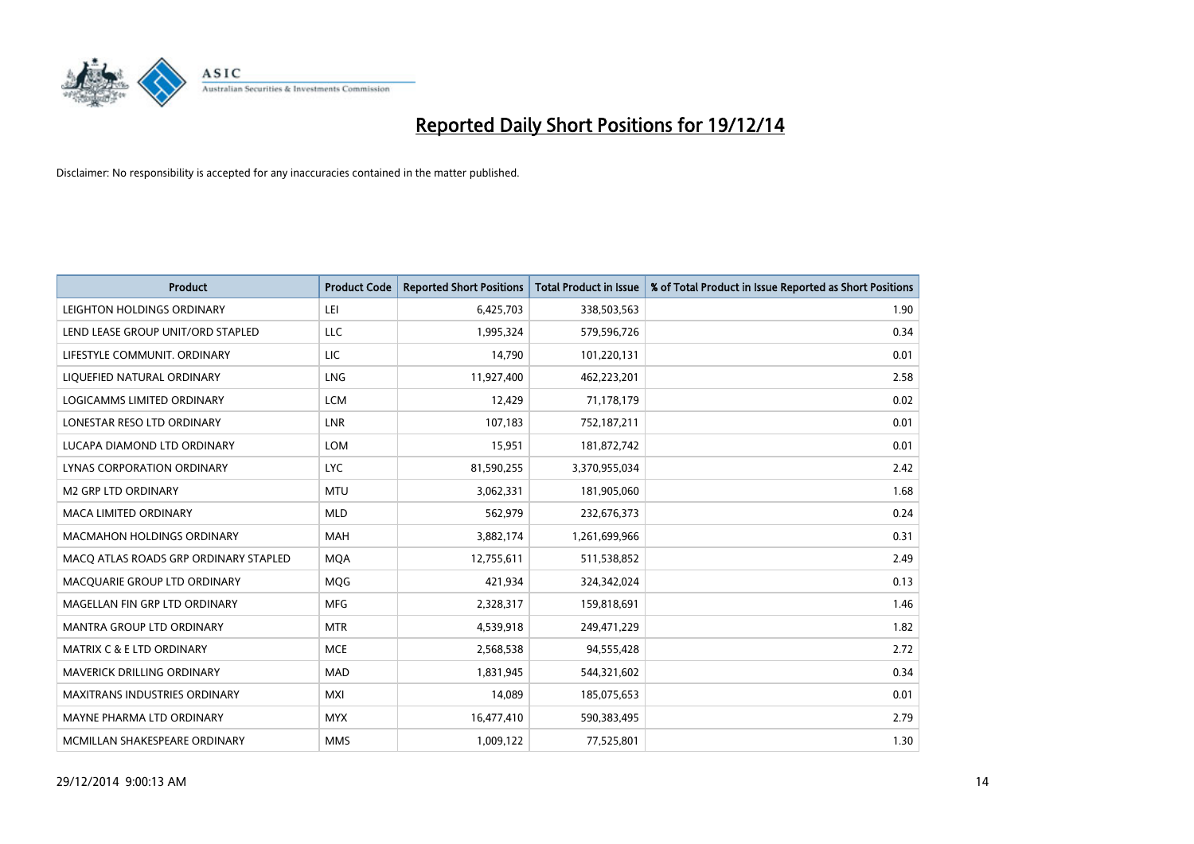# Reported Daily Short Positions for 19/12/14

Disclaimer: No responsibility is accepted for any inaccuracies contained in the matter published.

| Product | Product Code | Reported Short Positions | Total Product in Issue | % of Total Product in Issue Reported as Short Positions |
|---|---|---|---|---|
| LEIGHTON HOLDINGS ORDINARY | LEI | 6,425,703 | 338,503,563 | 1.90 |
| LEND LEASE GROUP UNIT/ORD STAPLED | LLC | 1,995,324 | 579,596,726 | 0.34 |
| LIFESTYLE COMMUNIT. ORDINARY | LIC | 14,790 | 101,220,131 | 0.01 |
| LIQUEFIED NATURAL ORDINARY | LNG | 11,927,400 | 462,223,201 | 2.58 |
| LOGICAMMS LIMITED ORDINARY | LCM | 12,429 | 71,178,179 | 0.02 |
| LONESTAR RESO LTD ORDINARY | LNR | 107,183 | 752,187,211 | 0.01 |
| LUCAPA DIAMOND LTD ORDINARY | LOM | 15,951 | 181,872,742 | 0.01 |
| LYNAS CORPORATION ORDINARY | LYC | 81,590,255 | 3,370,955,034 | 2.42 |
| M2 GRP LTD ORDINARY | MTU | 3,062,331 | 181,905,060 | 1.68 |
| MACA LIMITED ORDINARY | MLD | 562,979 | 232,676,373 | 0.24 |
| MACMAHON HOLDINGS ORDINARY | MAH | 3,882,174 | 1,261,699,966 | 0.31 |
| MACQ ATLAS ROADS GRP ORDINARY STAPLED | MQA | 12,755,611 | 511,538,852 | 2.49 |
| MACQUARIE GROUP LTD ORDINARY | MQG | 421,934 | 324,342,024 | 0.13 |
| MAGELLAN FIN GRP LTD ORDINARY | MFG | 2,328,317 | 159,818,691 | 1.46 |
| MANTRA GROUP LTD ORDINARY | MTR | 4,539,918 | 249,471,229 | 1.82 |
| MATRIX C & E LTD ORDINARY | MCE | 2,568,538 | 94,555,428 | 2.72 |
| MAVERICK DRILLING ORDINARY | MAD | 1,831,945 | 544,321,602 | 0.34 |
| MAXITRANS INDUSTRIES ORDINARY | MXI | 14,089 | 185,075,653 | 0.01 |
| MAYNE PHARMA LTD ORDINARY | MYX | 16,477,410 | 590,383,495 | 2.79 |
| MCMILLAN SHAKESPEARE ORDINARY | MMS | 1,009,122 | 77,525,801 | 1.30 |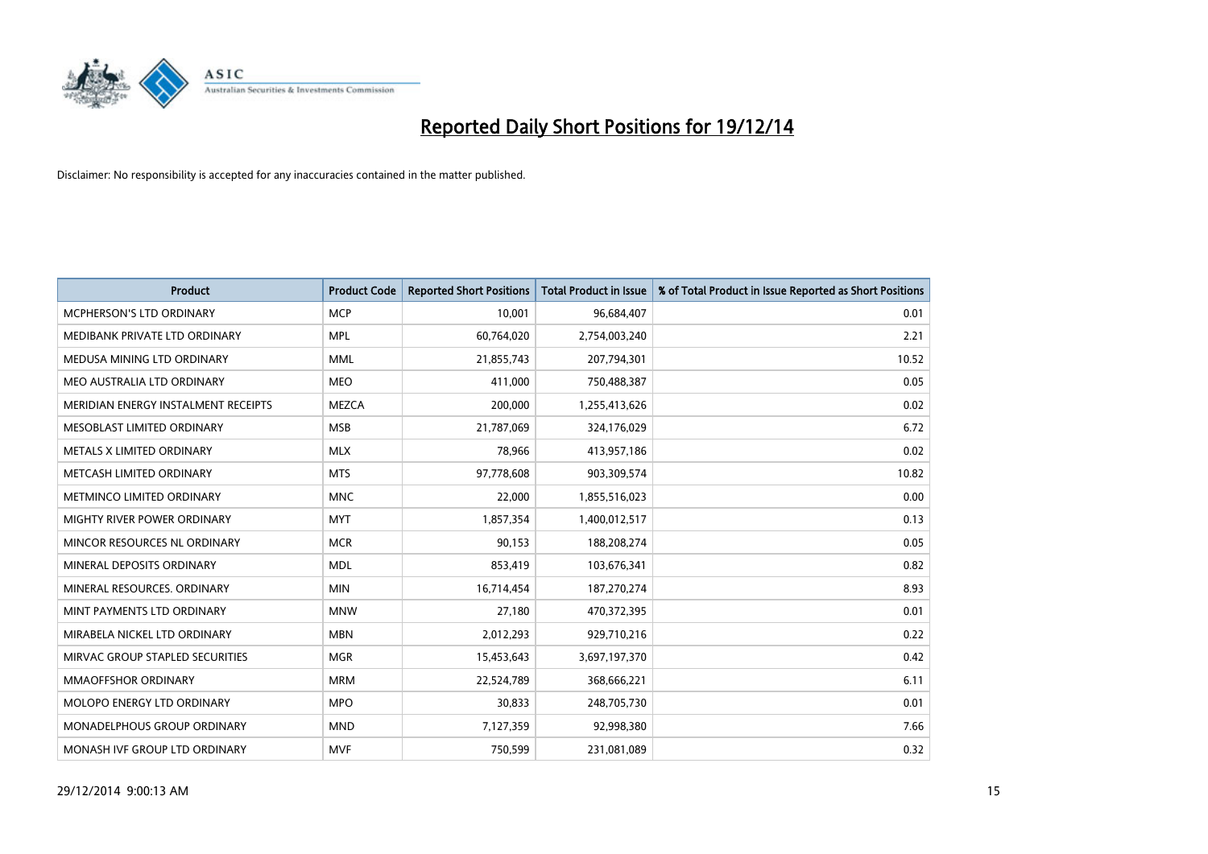# Reported Daily Short Positions for 19/12/14

Disclaimer: No responsibility is accepted for any inaccuracies contained in the matter published.

| Product | Product Code | Reported Short Positions | Total Product in Issue | % of Total Product in Issue Reported as Short Positions |
|---|---|---|---|---|
| MCPHERSON'S LTD ORDINARY | MCP | 10,001 | 96,684,407 | 0.01 |
| MEDIBANK PRIVATE LTD ORDINARY | MPL | 60,764,020 | 2,754,003,240 | 2.21 |
| MEDUSA MINING LTD ORDINARY | MML | 21,855,743 | 207,794,301 | 10.52 |
| MEO AUSTRALIA LTD ORDINARY | MEO | 411,000 | 750,488,387 | 0.05 |
| MERIDIAN ENERGY INSTALMENT RECEIPTS | MEZCA | 200,000 | 1,255,413,626 | 0.02 |
| MESOBLAST LIMITED ORDINARY | MSB | 21,787,069 | 324,176,029 | 6.72 |
| METALS X LIMITED ORDINARY | MLX | 78,966 | 413,957,186 | 0.02 |
| METCASH LIMITED ORDINARY | MTS | 97,778,608 | 903,309,574 | 10.82 |
| METMINCO LIMITED ORDINARY | MNC | 22,000 | 1,855,516,023 | 0.00 |
| MIGHTY RIVER POWER ORDINARY | MYT | 1,857,354 | 1,400,012,517 | 0.13 |
| MINCOR RESOURCES NL ORDINARY | MCR | 90,153 | 188,208,274 | 0.05 |
| MINERAL DEPOSITS ORDINARY | MDL | 853,419 | 103,676,341 | 0.82 |
| MINERAL RESOURCES. ORDINARY | MIN | 16,714,454 | 187,270,274 | 8.93 |
| MINT PAYMENTS LTD ORDINARY | MNW | 27,180 | 470,372,395 | 0.01 |
| MIRABELA NICKEL LTD ORDINARY | MBN | 2,012,293 | 929,710,216 | 0.22 |
| MIRVAC GROUP STAPLED SECURITIES | MGR | 15,453,643 | 3,697,197,370 | 0.42 |
| MMAOFFSHOR ORDINARY | MRM | 22,524,789 | 368,666,221 | 6.11 |
| MOLOPO ENERGY LTD ORDINARY | MPO | 30,833 | 248,705,730 | 0.01 |
| MONADELPHOUS GROUP ORDINARY | MND | 7,127,359 | 92,998,380 | 7.66 |
| MONASH IVF GROUP LTD ORDINARY | MVF | 750,599 | 231,081,089 | 0.32 |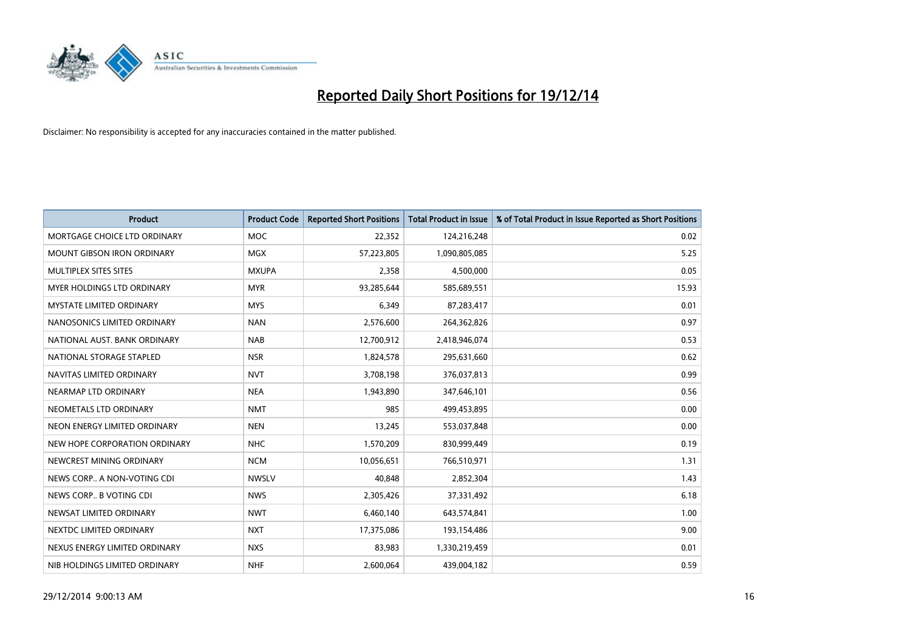# Reported Daily Short Positions for 19/12/14

Disclaimer: No responsibility is accepted for any inaccuracies contained in the matter published.

| Product | Product Code | Reported Short Positions | Total Product in Issue | % of Total Product in Issue Reported as Short Positions |
|---|---|---|---|---|
| MORTGAGE CHOICE LTD ORDINARY | MOC | 22,352 | 124,216,248 | 0.02 |
| MOUNT GIBSON IRON ORDINARY | MGX | 57,223,805 | 1,090,805,085 | 5.25 |
| MULTIPLEX SITES SITES | MXUPA | 2,358 | 4,500,000 | 0.05 |
| MYER HOLDINGS LTD ORDINARY | MYR | 93,285,644 | 585,689,551 | 15.93 |
| MYSTATE LIMITED ORDINARY | MYS | 6,349 | 87,283,417 | 0.01 |
| NANOSONICS LIMITED ORDINARY | NAN | 2,576,600 | 264,362,826 | 0.97 |
| NATIONAL AUST. BANK ORDINARY | NAB | 12,700,912 | 2,418,946,074 | 0.53 |
| NATIONAL STORAGE STAPLED | NSR | 1,824,578 | 295,631,660 | 0.62 |
| NAVITAS LIMITED ORDINARY | NVT | 3,708,198 | 376,037,813 | 0.99 |
| NEARMAP LTD ORDINARY | NEA | 1,943,890 | 347,646,101 | 0.56 |
| NEOMETALS LTD ORDINARY | NMT | 985 | 499,453,895 | 0.00 |
| NEON ENERGY LIMITED ORDINARY | NEN | 13,245 | 553,037,848 | 0.00 |
| NEW HOPE CORPORATION ORDINARY | NHC | 1,570,209 | 830,999,449 | 0.19 |
| NEWCREST MINING ORDINARY | NCM | 10,056,651 | 766,510,971 | 1.31 |
| NEWS CORP.. A NON-VOTING CDI | NWSLV | 40,848 | 2,852,304 | 1.43 |
| NEWS CORP.. B VOTING CDI | NWS | 2,305,426 | 37,331,492 | 6.18 |
| NEWSAT LIMITED ORDINARY | NWT | 6,460,140 | 643,574,841 | 1.00 |
| NEXTDC LIMITED ORDINARY | NXT | 17,375,086 | 193,154,486 | 9.00 |
| NEXUS ENERGY LIMITED ORDINARY | NXS | 83,983 | 1,330,219,459 | 0.01 |
| NIB HOLDINGS LIMITED ORDINARY | NHF | 2,600,064 | 439,004,182 | 0.59 |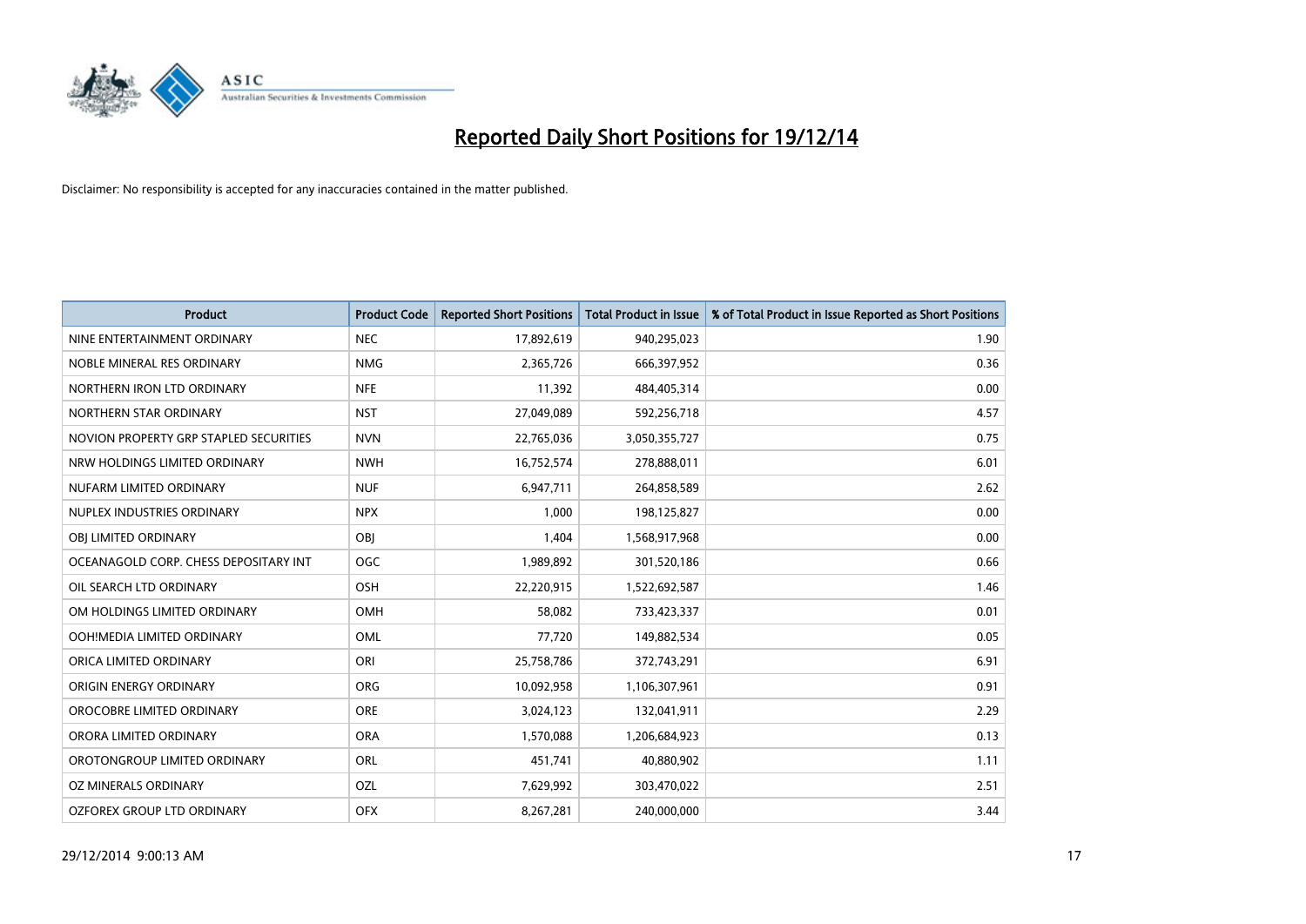# Reported Daily Short Positions for 19/12/14

Disclaimer: No responsibility is accepted for any inaccuracies contained in the matter published.

| Product | Product Code | Reported Short Positions | Total Product in Issue | % of Total Product in Issue Reported as Short Positions |
|---|---|---|---|---|
| NINE ENTERTAINMENT ORDINARY | NEC | 17,892,619 | 940,295,023 | 1.90 |
| NOBLE MINERAL RES ORDINARY | NMG | 2,365,726 | 666,397,952 | 0.36 |
| NORTHERN IRON LTD ORDINARY | NFE | 11,392 | 484,405,314 | 0.00 |
| NORTHERN STAR ORDINARY | NST | 27,049,089 | 592,256,718 | 4.57 |
| NOVION PROPERTY GRP STAPLED SECURITIES | NVN | 22,765,036 | 3,050,355,727 | 0.75 |
| NRW HOLDINGS LIMITED ORDINARY | NWH | 16,752,574 | 278,888,011 | 6.01 |
| NUFARM LIMITED ORDINARY | NUF | 6,947,711 | 264,858,589 | 2.62 |
| NUPLEX INDUSTRIES ORDINARY | NPX | 1,000 | 198,125,827 | 0.00 |
| OBJ LIMITED ORDINARY | OBJ | 1,404 | 1,568,917,968 | 0.00 |
| OCEANAGOLD CORP. CHESS DEPOSITARY INT | OGC | 1,989,892 | 301,520,186 | 0.66 |
| OIL SEARCH LTD ORDINARY | OSH | 22,220,915 | 1,522,692,587 | 1.46 |
| OM HOLDINGS LIMITED ORDINARY | OMH | 58,082 | 733,423,337 | 0.01 |
| OOH!MEDIA LIMITED ORDINARY | OML | 77,720 | 149,882,534 | 0.05 |
| ORICA LIMITED ORDINARY | ORI | 25,758,786 | 372,743,291 | 6.91 |
| ORIGIN ENERGY ORDINARY | ORG | 10,092,958 | 1,106,307,961 | 0.91 |
| OROCOBRE LIMITED ORDINARY | ORE | 3,024,123 | 132,041,911 | 2.29 |
| ORORA LIMITED ORDINARY | ORA | 1,570,088 | 1,206,684,923 | 0.13 |
| OROTONGROUP LIMITED ORDINARY | ORL | 451,741 | 40,880,902 | 1.11 |
| OZ MINERALS ORDINARY | OZL | 7,629,992 | 303,470,022 | 2.51 |
| OZFOREX GROUP LTD ORDINARY | OFX | 8,267,281 | 240,000,000 | 3.44 |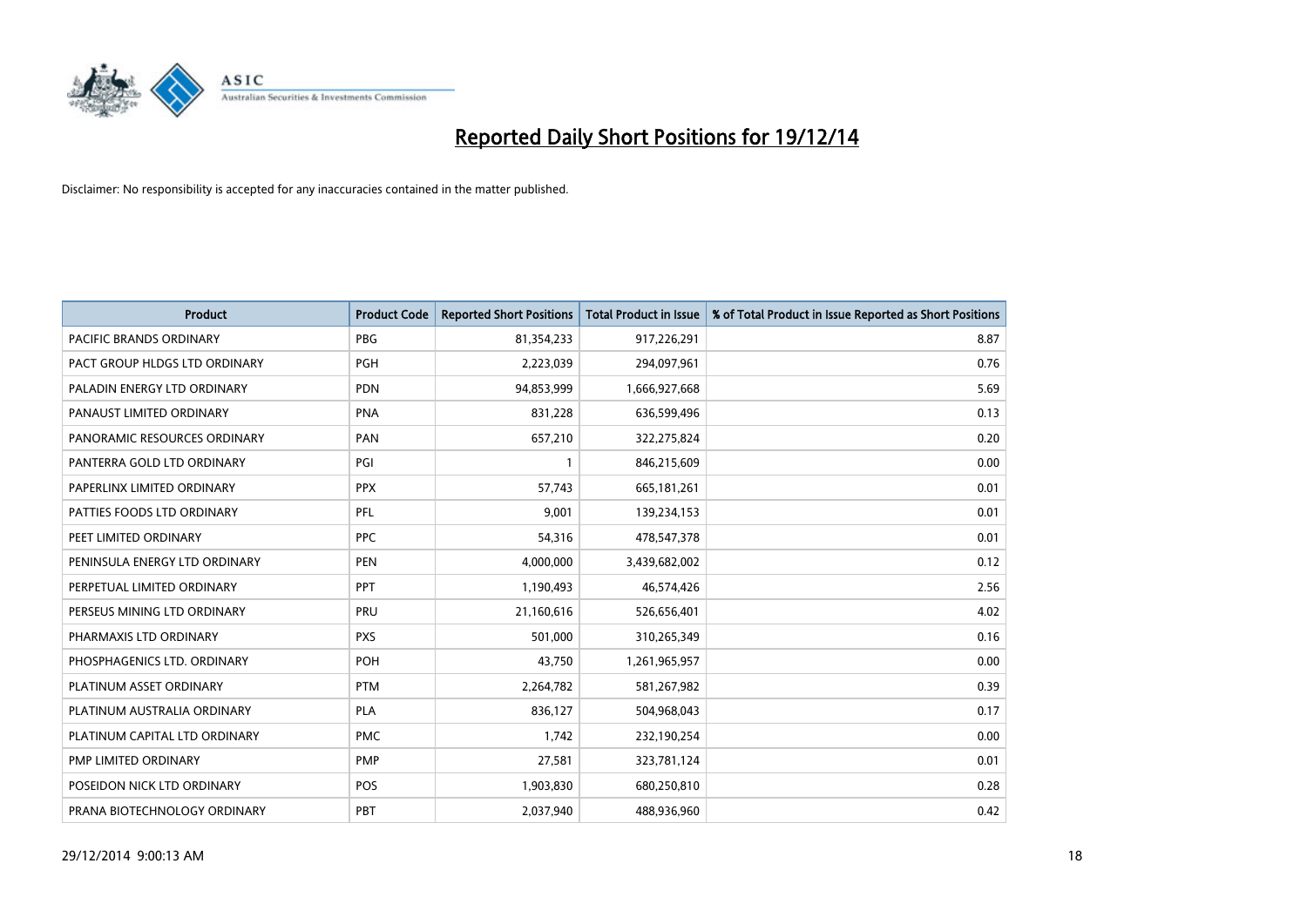# Reported Daily Short Positions for 19/12/14

Disclaimer: No responsibility is accepted for any inaccuracies contained in the matter published.

| Product | Product Code | Reported Short Positions | Total Product in Issue | % of Total Product in Issue Reported as Short Positions |
|---|---|---|---|---|
| PACIFIC BRANDS ORDINARY | PBG | 81,354,233 | 917,226,291 | 8.87 |
| PACT GROUP HLDGS LTD ORDINARY | PGH | 2,223,039 | 294,097,961 | 0.76 |
| PALADIN ENERGY LTD ORDINARY | PDN | 94,853,999 | 1,666,927,668 | 5.69 |
| PANAUST LIMITED ORDINARY | PNA | 831,228 | 636,599,496 | 0.13 |
| PANORAMIC RESOURCES ORDINARY | PAN | 657,210 | 322,275,824 | 0.20 |
| PANTERRA GOLD LTD ORDINARY | PGI | 1 | 846,215,609 | 0.00 |
| PAPERLINX LIMITED ORDINARY | PPX | 57,743 | 665,181,261 | 0.01 |
| PATTIES FOODS LTD ORDINARY | PFL | 9,001 | 139,234,153 | 0.01 |
| PEET LIMITED ORDINARY | PPC | 54,316 | 478,547,378 | 0.01 |
| PENINSULA ENERGY LTD ORDINARY | PEN | 4,000,000 | 3,439,682,002 | 0.12 |
| PERPETUAL LIMITED ORDINARY | PPT | 1,190,493 | 46,574,426 | 2.56 |
| PERSEUS MINING LTD ORDINARY | PRU | 21,160,616 | 526,656,401 | 4.02 |
| PHARMAXIS LTD ORDINARY | PXS | 501,000 | 310,265,349 | 0.16 |
| PHOSPHAGENICS LTD. ORDINARY | POH | 43,750 | 1,261,965,957 | 0.00 |
| PLATINUM ASSET ORDINARY | PTM | 2,264,782 | 581,267,982 | 0.39 |
| PLATINUM AUSTRALIA ORDINARY | PLA | 836,127 | 504,968,043 | 0.17 |
| PLATINUM CAPITAL LTD ORDINARY | PMC | 1,742 | 232,190,254 | 0.00 |
| PMP LIMITED ORDINARY | PMP | 27,581 | 323,781,124 | 0.01 |
| POSEIDON NICK LTD ORDINARY | POS | 1,903,830 | 680,250,810 | 0.28 |
| PRANA BIOTECHNOLOGY ORDINARY | PBT | 2,037,940 | 488,936,960 | 0.42 |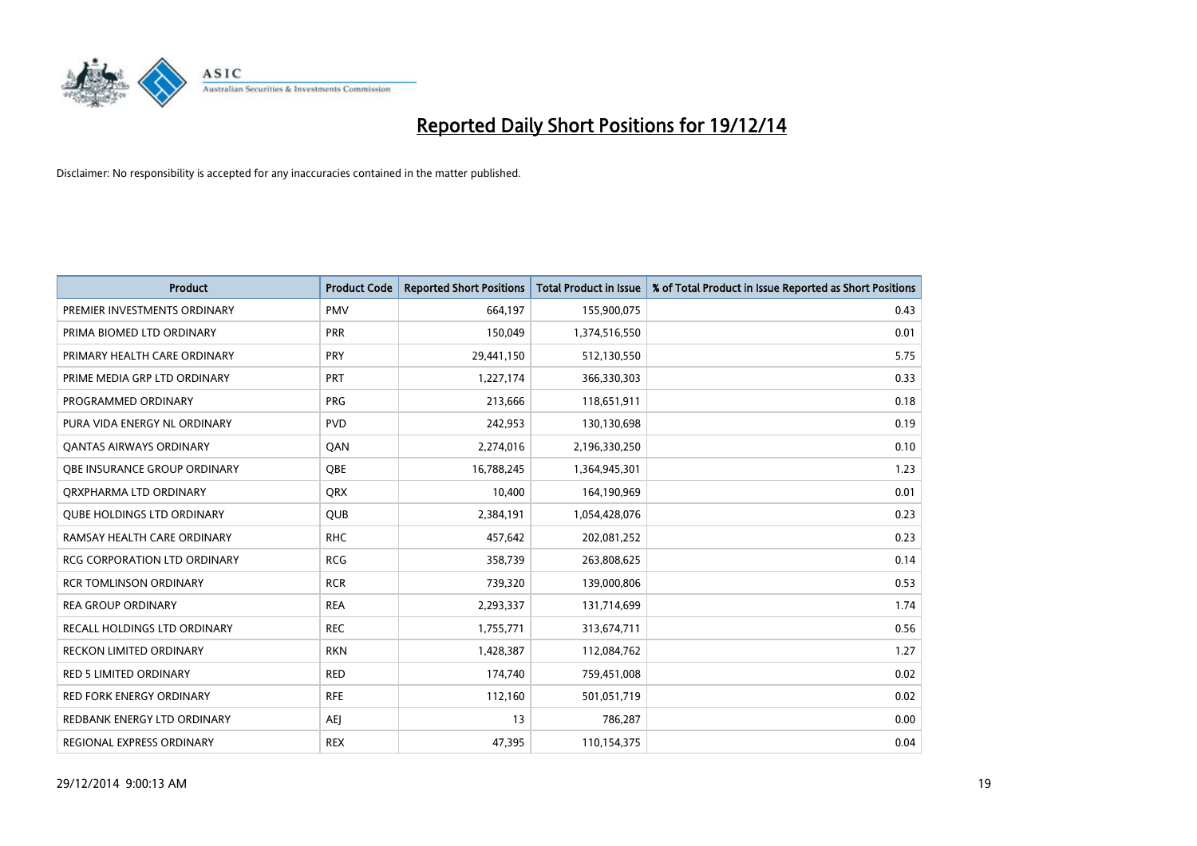# Reported Daily Short Positions for 19/12/14

Disclaimer: No responsibility is accepted for any inaccuracies contained in the matter published.

| Product | Product Code | Reported Short Positions | Total Product in Issue | % of Total Product in Issue Reported as Short Positions |
|---|---|---|---|---|
| PREMIER INVESTMENTS ORDINARY | PMV | 664,197 | 155,900,075 | 0.43 |
| PRIMA BIOMED LTD ORDINARY | PRR | 150,049 | 1,374,516,550 | 0.01 |
| PRIMARY HEALTH CARE ORDINARY | PRY | 29,441,150 | 512,130,550 | 5.75 |
| PRIME MEDIA GRP LTD ORDINARY | PRT | 1,227,174 | 366,330,303 | 0.33 |
| PROGRAMMED ORDINARY | PRG | 213,666 | 118,651,911 | 0.18 |
| PURA VIDA ENERGY NL ORDINARY | PVD | 242,953 | 130,130,698 | 0.19 |
| QANTAS AIRWAYS ORDINARY | QAN | 2,274,016 | 2,196,330,250 | 0.10 |
| QBE INSURANCE GROUP ORDINARY | QBE | 16,788,245 | 1,364,945,301 | 1.23 |
| QRXPHARMA LTD ORDINARY | QRX | 10,400 | 164,190,969 | 0.01 |
| QUBE HOLDINGS LTD ORDINARY | QUB | 2,384,191 | 1,054,428,076 | 0.23 |
| RAMSAY HEALTH CARE ORDINARY | RHC | 457,642 | 202,081,252 | 0.23 |
| RCG CORPORATION LTD ORDINARY | RCG | 358,739 | 263,808,625 | 0.14 |
| RCR TOMLINSON ORDINARY | RCR | 739,320 | 139,000,806 | 0.53 |
| REA GROUP ORDINARY | REA | 2,293,337 | 131,714,699 | 1.74 |
| RECALL HOLDINGS LTD ORDINARY | REC | 1,755,771 | 313,674,711 | 0.56 |
| RECKON LIMITED ORDINARY | RKN | 1,428,387 | 112,084,762 | 1.27 |
| RED 5 LIMITED ORDINARY | RED | 174,740 | 759,451,008 | 0.02 |
| RED FORK ENERGY ORDINARY | RFE | 112,160 | 501,051,719 | 0.02 |
| REDBANK ENERGY LTD ORDINARY | AEJ | 13 | 786,287 | 0.00 |
| REGIONAL EXPRESS ORDINARY | REX | 47,395 | 110,154,375 | 0.04 |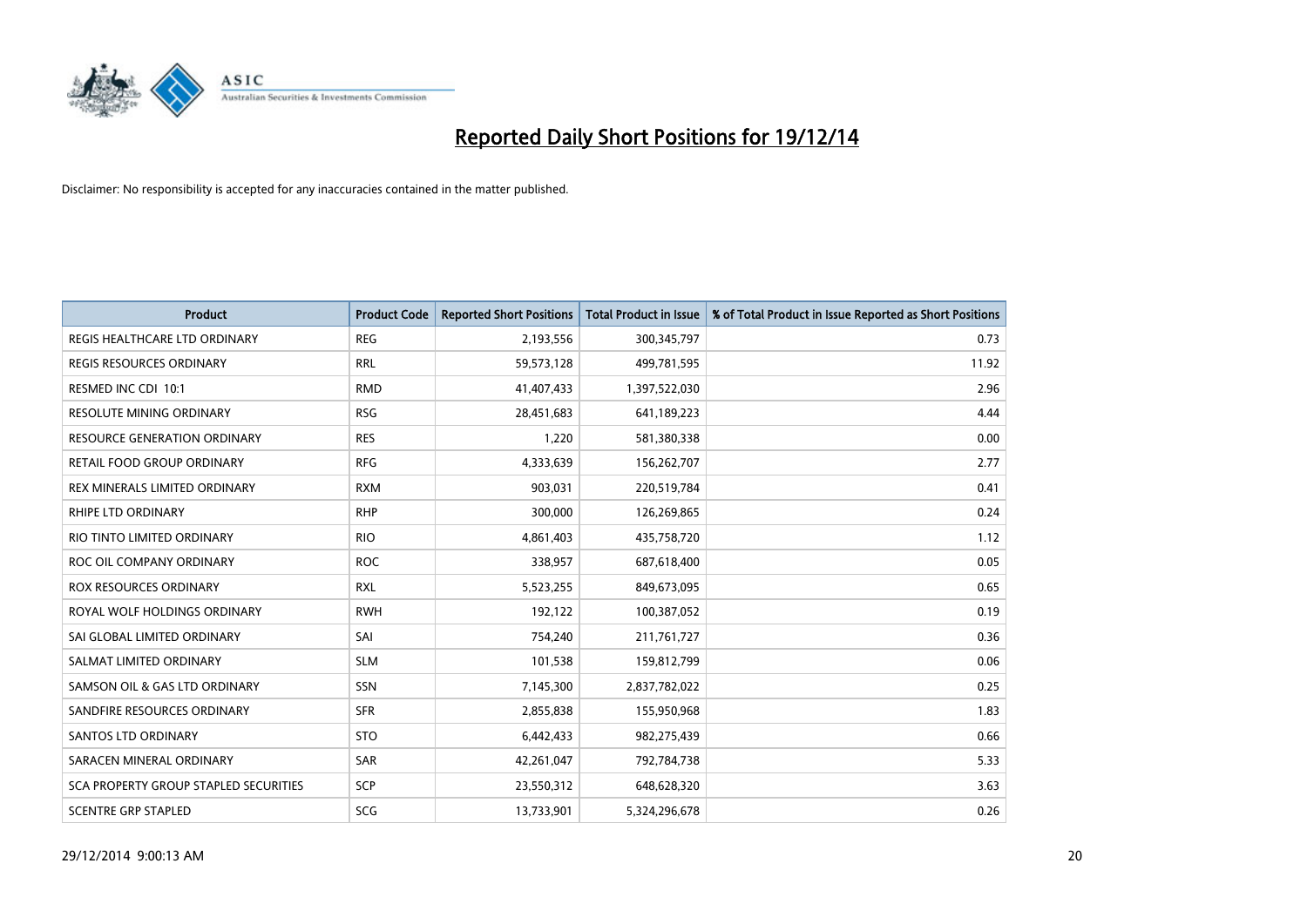# Reported Daily Short Positions for 19/12/14

Disclaimer: No responsibility is accepted for any inaccuracies contained in the matter published.

| Product | Product Code | Reported Short Positions | Total Product in Issue | % of Total Product in Issue Reported as Short Positions |
|---|---|---|---|---|
| REGIS HEALTHCARE LTD ORDINARY | REG | 2,193,556 | 300,345,797 | 0.73 |
| REGIS RESOURCES ORDINARY | RRL | 59,573,128 | 499,781,595 | 11.92 |
| RESMED INC CDI 10:1 | RMD | 41,407,433 | 1,397,522,030 | 2.96 |
| RESOLUTE MINING ORDINARY | RSG | 28,451,683 | 641,189,223 | 4.44 |
| RESOURCE GENERATION ORDINARY | RES | 1,220 | 581,380,338 | 0.00 |
| RETAIL FOOD GROUP ORDINARY | RFG | 4,333,639 | 156,262,707 | 2.77 |
| REX MINERALS LIMITED ORDINARY | RXM | 903,031 | 220,519,784 | 0.41 |
| RHIPE LTD ORDINARY | RHP | 300,000 | 126,269,865 | 0.24 |
| RIO TINTO LIMITED ORDINARY | RIO | 4,861,403 | 435,758,720 | 1.12 |
| ROC OIL COMPANY ORDINARY | ROC | 338,957 | 687,618,400 | 0.05 |
| ROX RESOURCES ORDINARY | RXL | 5,523,255 | 849,673,095 | 0.65 |
| ROYAL WOLF HOLDINGS ORDINARY | RWH | 192,122 | 100,387,052 | 0.19 |
| SAI GLOBAL LIMITED ORDINARY | SAI | 754,240 | 211,761,727 | 0.36 |
| SALMAT LIMITED ORDINARY | SLM | 101,538 | 159,812,799 | 0.06 |
| SAMSON OIL & GAS LTD ORDINARY | SSN | 7,145,300 | 2,837,782,022 | 0.25 |
| SANDFIRE RESOURCES ORDINARY | SFR | 2,855,838 | 155,950,968 | 1.83 |
| SANTOS LTD ORDINARY | STO | 6,442,433 | 982,275,439 | 0.66 |
| SARACEN MINERAL ORDINARY | SAR | 42,261,047 | 792,784,738 | 5.33 |
| SCA PROPERTY GROUP STAPLED SECURITIES | SCP | 23,550,312 | 648,628,320 | 3.63 |
| SCENTRE GRP STAPLED | SCG | 13,733,901 | 5,324,296,678 | 0.26 |

29/12/2014 9:00:13 AM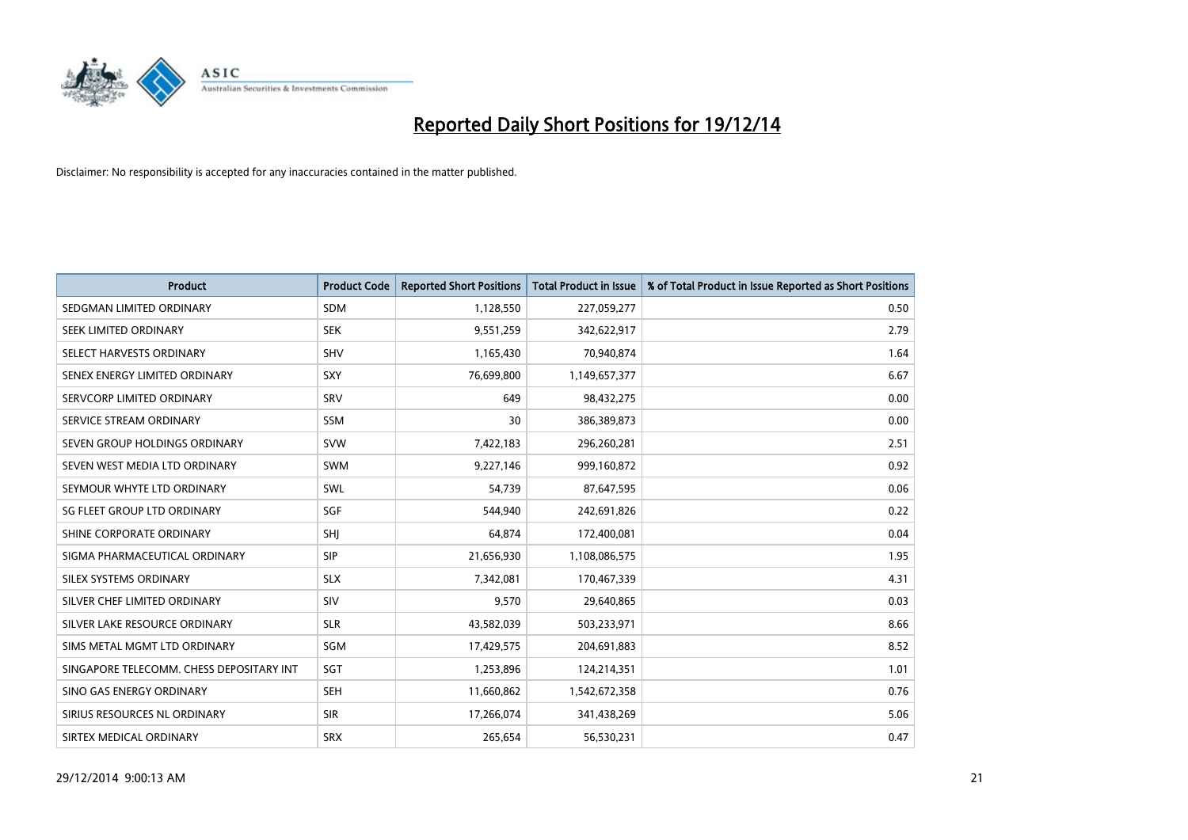# Reported Daily Short Positions for 19/12/14

Disclaimer: No responsibility is accepted for any inaccuracies contained in the matter published.

| Product | Product Code | Reported Short Positions | Total Product in Issue | % of Total Product in Issue Reported as Short Positions |
|---|---|---|---|---|
| SEDGMAN LIMITED ORDINARY | SDM | 1,128,550 | 227,059,277 | 0.50 |
| SEEK LIMITED ORDINARY | SEK | 9,551,259 | 342,622,917 | 2.79 |
| SELECT HARVESTS ORDINARY | SHV | 1,165,430 | 70,940,874 | 1.64 |
| SENEX ENERGY LIMITED ORDINARY | SXY | 76,699,800 | 1,149,657,377 | 6.67 |
| SERVCORP LIMITED ORDINARY | SRV | 649 | 98,432,275 | 0.00 |
| SERVICE STREAM ORDINARY | SSM | 30 | 386,389,873 | 0.00 |
| SEVEN GROUP HOLDINGS ORDINARY | SVW | 7,422,183 | 296,260,281 | 2.51 |
| SEVEN WEST MEDIA LTD ORDINARY | SWM | 9,227,146 | 999,160,872 | 0.92 |
| SEYMOUR WHYTE LTD ORDINARY | SWL | 54,739 | 87,647,595 | 0.06 |
| SG FLEET GROUP LTD ORDINARY | SGF | 544,940 | 242,691,826 | 0.22 |
| SHINE CORPORATE ORDINARY | SHJ | 64,874 | 172,400,081 | 0.04 |
| SIGMA PHARMACEUTICAL ORDINARY | SIP | 21,656,930 | 1,108,086,575 | 1.95 |
| SILEX SYSTEMS ORDINARY | SLX | 7,342,081 | 170,467,339 | 4.31 |
| SILVER CHEF LIMITED ORDINARY | SIV | 9,570 | 29,640,865 | 0.03 |
| SILVER LAKE RESOURCE ORDINARY | SLR | 43,582,039 | 503,233,971 | 8.66 |
| SIMS METAL MGMT LTD ORDINARY | SGM | 17,429,575 | 204,691,883 | 8.52 |
| SINGAPORE TELECOMM. CHESS DEPOSITARY INT | SGT | 1,253,896 | 124,214,351 | 1.01 |
| SINO GAS ENERGY ORDINARY | SEH | 11,660,862 | 1,542,672,358 | 0.76 |
| SIRIUS RESOURCES NL ORDINARY | SIR | 17,266,074 | 341,438,269 | 5.06 |
| SIRTEX MEDICAL ORDINARY | SRX | 265,654 | 56,530,231 | 0.47 |

29/12/2014 9:00:13 AM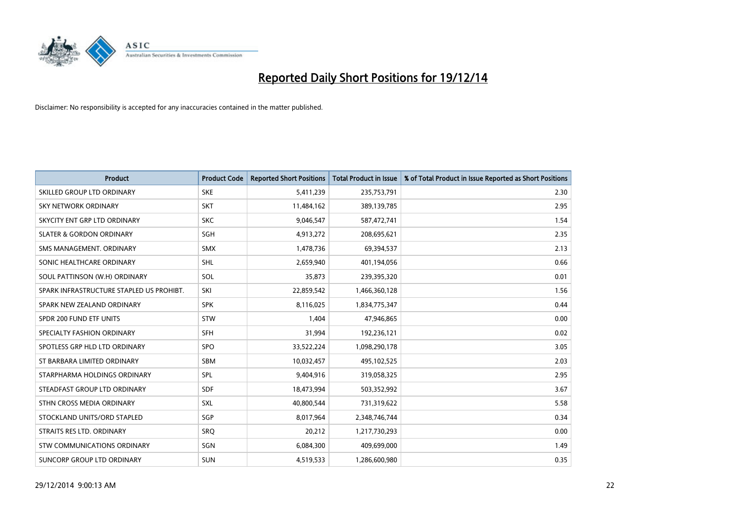# Reported Daily Short Positions for 19/12/14

Disclaimer: No responsibility is accepted for any inaccuracies contained in the matter published.

| Product | Product Code | Reported Short Positions | Total Product in Issue | % of Total Product in Issue Reported as Short Positions |
|---|---|---|---|---|
| SKILLED GROUP LTD ORDINARY | SKE | 5,411,239 | 235,753,791 | 2.30 |
| SKY NETWORK ORDINARY | SKT | 11,484,162 | 389,139,785 | 2.95 |
| SKYCITY ENT GRP LTD ORDINARY | SKC | 9,046,547 | 587,472,741 | 1.54 |
| SLATER & GORDON ORDINARY | SGH | 4,913,272 | 208,695,621 | 2.35 |
| SMS MANAGEMENT. ORDINARY | SMX | 1,478,736 | 69,394,537 | 2.13 |
| SONIC HEALTHCARE ORDINARY | SHL | 2,659,940 | 401,194,056 | 0.66 |
| SOUL PATTINSON (W.H) ORDINARY | SOL | 35,873 | 239,395,320 | 0.01 |
| SPARK INFRASTRUCTURE STAPLED US PROHIBT. | SKI | 22,859,542 | 1,466,360,128 | 1.56 |
| SPARK NEW ZEALAND ORDINARY | SPK | 8,116,025 | 1,834,775,347 | 0.44 |
| SPDR 200 FUND ETF UNITS | STW | 1,404 | 47,946,865 | 0.00 |
| SPECIALTY FASHION ORDINARY | SFH | 31,994 | 192,236,121 | 0.02 |
| SPOTLESS GRP HLD LTD ORDINARY | SPO | 33,522,224 | 1,098,290,178 | 3.05 |
| ST BARBARA LIMITED ORDINARY | SBM | 10,032,457 | 495,102,525 | 2.03 |
| STARPHARMA HOLDINGS ORDINARY | SPL | 9,404,916 | 319,058,325 | 2.95 |
| STEADFAST GROUP LTD ORDINARY | SDF | 18,473,994 | 503,352,992 | 3.67 |
| STHN CROSS MEDIA ORDINARY | SXL | 40,800,544 | 731,319,622 | 5.58 |
| STOCKLAND UNITS/ORD STAPLED | SGP | 8,017,964 | 2,348,746,744 | 0.34 |
| STRAITS RES LTD. ORDINARY | SRQ | 20,212 | 1,217,730,293 | 0.00 |
| STW COMMUNICATIONS ORDINARY | SGN | 6,084,300 | 409,699,000 | 1.49 |
| SUNCORP GROUP LTD ORDINARY | SUN | 4,519,533 | 1,286,600,980 | 0.35 |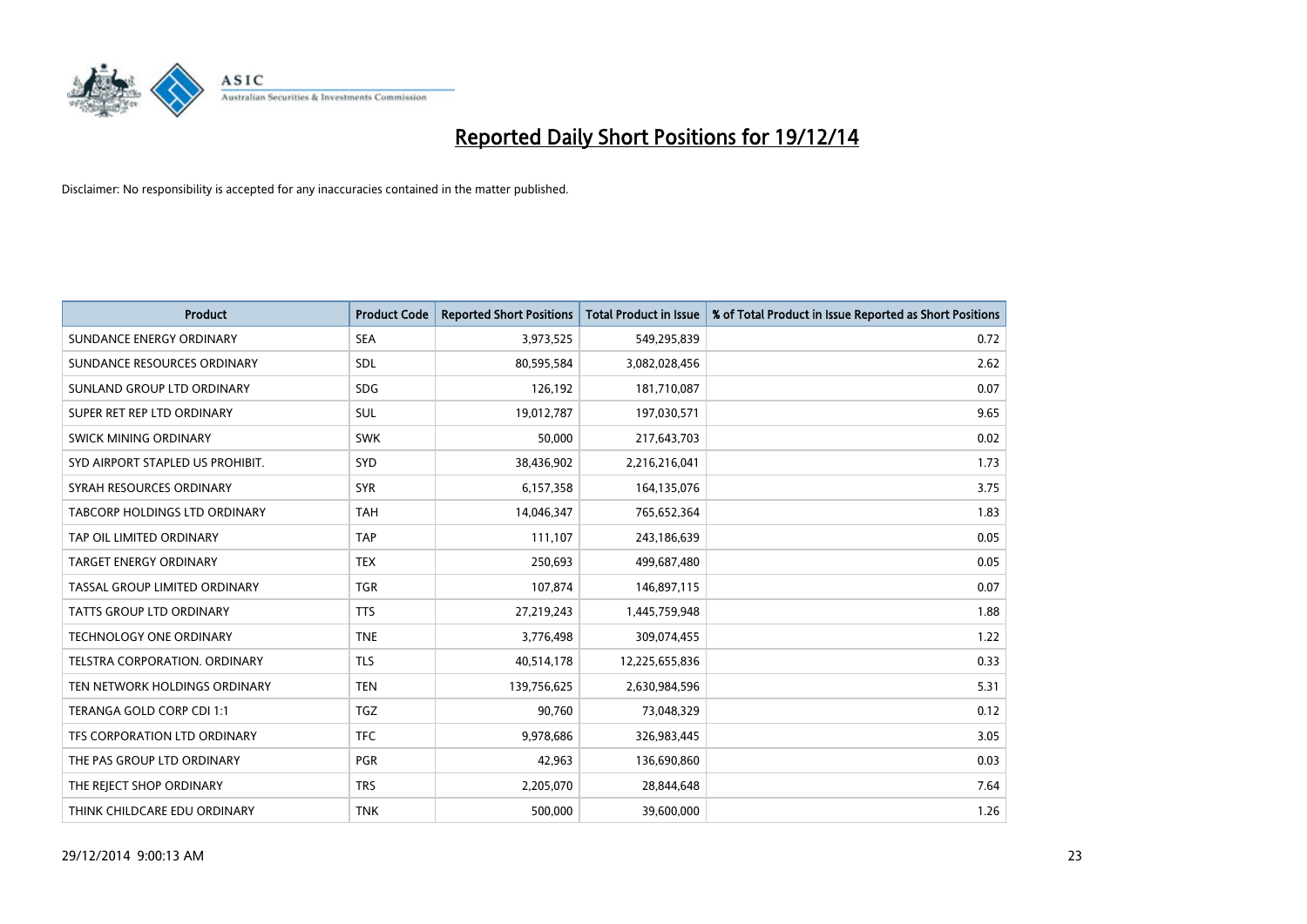# Reported Daily Short Positions for 19/12/14

Disclaimer: No responsibility is accepted for any inaccuracies contained in the matter published.

| Product | Product Code | Reported Short Positions | Total Product in Issue | % of Total Product in Issue Reported as Short Positions |
|---|---|---|---|---|
| SUNDANCE ENERGY ORDINARY | SEA | 3,973,525 | 549,295,839 | 0.72 |
| SUNDANCE RESOURCES ORDINARY | SDL | 80,595,584 | 3,082,028,456 | 2.62 |
| SUNLAND GROUP LTD ORDINARY | SDG | 126,192 | 181,710,087 | 0.07 |
| SUPER RET REP LTD ORDINARY | SUL | 19,012,787 | 197,030,571 | 9.65 |
| SWICK MINING ORDINARY | SWK | 50,000 | 217,643,703 | 0.02 |
| SYD AIRPORT STAPLED US PROHIBIT. | SYD | 38,436,902 | 2,216,216,041 | 1.73 |
| SYRAH RESOURCES ORDINARY | SYR | 6,157,358 | 164,135,076 | 3.75 |
| TABCORP HOLDINGS LTD ORDINARY | TAH | 14,046,347 | 765,652,364 | 1.83 |
| TAP OIL LIMITED ORDINARY | TAP | 111,107 | 243,186,639 | 0.05 |
| TARGET ENERGY ORDINARY | TEX | 250,693 | 499,687,480 | 0.05 |
| TASSAL GROUP LIMITED ORDINARY | TGR | 107,874 | 146,897,115 | 0.07 |
| TATTS GROUP LTD ORDINARY | TTS | 27,219,243 | 1,445,759,948 | 1.88 |
| TECHNOLOGY ONE ORDINARY | TNE | 3,776,498 | 309,074,455 | 1.22 |
| TELSTRA CORPORATION. ORDINARY | TLS | 40,514,178 | 12,225,655,836 | 0.33 |
| TEN NETWORK HOLDINGS ORDINARY | TEN | 139,756,625 | 2,630,984,596 | 5.31 |
| TERANGA GOLD CORP CDI 1:1 | TGZ | 90,760 | 73,048,329 | 0.12 |
| TFS CORPORATION LTD ORDINARY | TFC | 9,978,686 | 326,983,445 | 3.05 |
| THE PAS GROUP LTD ORDINARY | PGR | 42,963 | 136,690,860 | 0.03 |
| THE REJECT SHOP ORDINARY | TRS | 2,205,070 | 28,844,648 | 7.64 |
| THINK CHILDCARE EDU ORDINARY | TNK | 500,000 | 39,600,000 | 1.26 |

29/12/2014 9:00:13 AM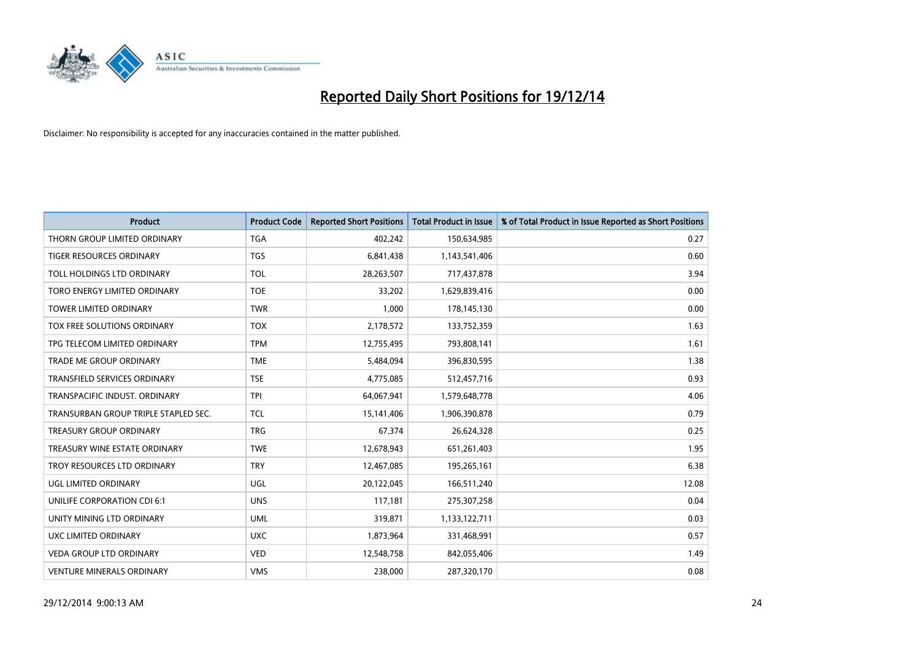# Reported Daily Short Positions for 19/12/14

Disclaimer: No responsibility is accepted for any inaccuracies contained in the matter published.

| Product | Product Code | Reported Short Positions | Total Product in Issue | % of Total Product in Issue Reported as Short Positions |
|---|---|---|---|---|
| THORN GROUP LIMITED ORDINARY | TGA | 402,242 | 150,634,985 | 0.27 |
| TIGER RESOURCES ORDINARY | TGS | 6,841,438 | 1,143,541,406 | 0.60 |
| TOLL HOLDINGS LTD ORDINARY | TOL | 28,263,507 | 717,437,878 | 3.94 |
| TORO ENERGY LIMITED ORDINARY | TOE | 33,202 | 1,629,839,416 | 0.00 |
| TOWER LIMITED ORDINARY | TWR | 1,000 | 178,145,130 | 0.00 |
| TOX FREE SOLUTIONS ORDINARY | TOX | 2,178,572 | 133,752,359 | 1.63 |
| TPG TELECOM LIMITED ORDINARY | TPM | 12,755,495 | 793,808,141 | 1.61 |
| TRADE ME GROUP ORDINARY | TME | 5,484,094 | 396,830,595 | 1.38 |
| TRANSFIELD SERVICES ORDINARY | TSE | 4,775,085 | 512,457,716 | 0.93 |
| TRANSPACIFIC INDUST. ORDINARY | TPI | 64,067,941 | 1,579,648,778 | 4.06 |
| TRANSURBAN GROUP TRIPLE STAPLED SEC. | TCL | 15,141,406 | 1,906,390,878 | 0.79 |
| TREASURY GROUP ORDINARY | TRG | 67,374 | 26,624,328 | 0.25 |
| TREASURY WINE ESTATE ORDINARY | TWE | 12,678,943 | 651,261,403 | 1.95 |
| TROY RESOURCES LTD ORDINARY | TRY | 12,467,085 | 195,265,161 | 6.38 |
| UGL LIMITED ORDINARY | UGL | 20,122,045 | 166,511,240 | 12.08 |
| UNILIFE CORPORATION CDI 6:1 | UNS | 117,181 | 275,307,258 | 0.04 |
| UNITY MINING LTD ORDINARY | UML | 319,871 | 1,133,122,711 | 0.03 |
| UXC LIMITED ORDINARY | UXC | 1,873,964 | 331,468,991 | 0.57 |
| VEDA GROUP LTD ORDINARY | VED | 12,548,758 | 842,055,406 | 1.49 |
| VENTURE MINERALS ORDINARY | VMS | 238,000 | 287,320,170 | 0.08 |

29/12/2014 9:00:13 AM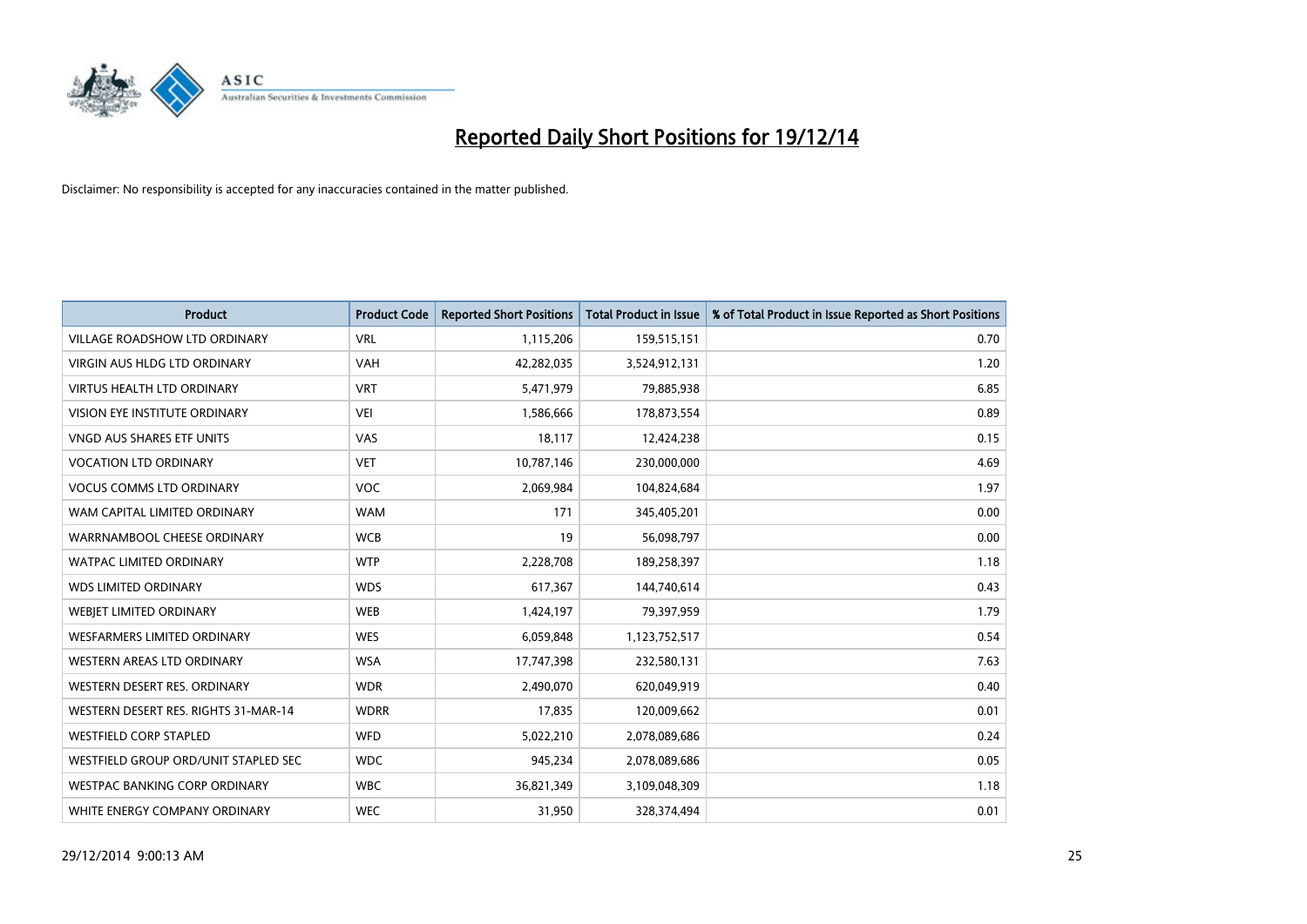# Reported Daily Short Positions for 19/12/14

Disclaimer: No responsibility is accepted for any inaccuracies contained in the matter published.

| Product | Product Code | Reported Short Positions | Total Product in Issue | % of Total Product in Issue Reported as Short Positions |
|---|---|---|---|---|
| VILLAGE ROADSHOW LTD ORDINARY | VRL | 1,115,206 | 159,515,151 | 0.70 |
| VIRGIN AUS HLDG LTD ORDINARY | VAH | 42,282,035 | 3,524,912,131 | 1.20 |
| VIRTUS HEALTH LTD ORDINARY | VRT | 5,471,979 | 79,885,938 | 6.85 |
| VISION EYE INSTITUTE ORDINARY | VEI | 1,586,666 | 178,873,554 | 0.89 |
| VNGD AUS SHARES ETF UNITS | VAS | 18,117 | 12,424,238 | 0.15 |
| VOCATION LTD ORDINARY | VET | 10,787,146 | 230,000,000 | 4.69 |
| VOCUS COMMS LTD ORDINARY | VOC | 2,069,984 | 104,824,684 | 1.97 |
| WAM CAPITAL LIMITED ORDINARY | WAM | 171 | 345,405,201 | 0.00 |
| WARRNAMBOOL CHEESE ORDINARY | WCB | 19 | 56,098,797 | 0.00 |
| WATPAC LIMITED ORDINARY | WTP | 2,228,708 | 189,258,397 | 1.18 |
| WDS LIMITED ORDINARY | WDS | 617,367 | 144,740,614 | 0.43 |
| WEBJET LIMITED ORDINARY | WEB | 1,424,197 | 79,397,959 | 1.79 |
| WESFARMERS LIMITED ORDINARY | WES | 6,059,848 | 1,123,752,517 | 0.54 |
| WESTERN AREAS LTD ORDINARY | WSA | 17,747,398 | 232,580,131 | 7.63 |
| WESTERN DESERT RES. ORDINARY | WDR | 2,490,070 | 620,049,919 | 0.40 |
| WESTERN DESERT RES. RIGHTS 31-MAR-14 | WDRR | 17,835 | 120,009,662 | 0.01 |
| WESTFIELD CORP STAPLED | WFD | 5,022,210 | 2,078,089,686 | 0.24 |
| WESTFIELD GROUP ORD/UNIT STAPLED SEC | WDC | 945,234 | 2,078,089,686 | 0.05 |
| WESTPAC BANKING CORP ORDINARY | WBC | 36,821,349 | 3,109,048,309 | 1.18 |
| WHITE ENERGY COMPANY ORDINARY | WEC | 31,950 | 328,374,494 | 0.01 |

29/12/2014 9:00:13 AM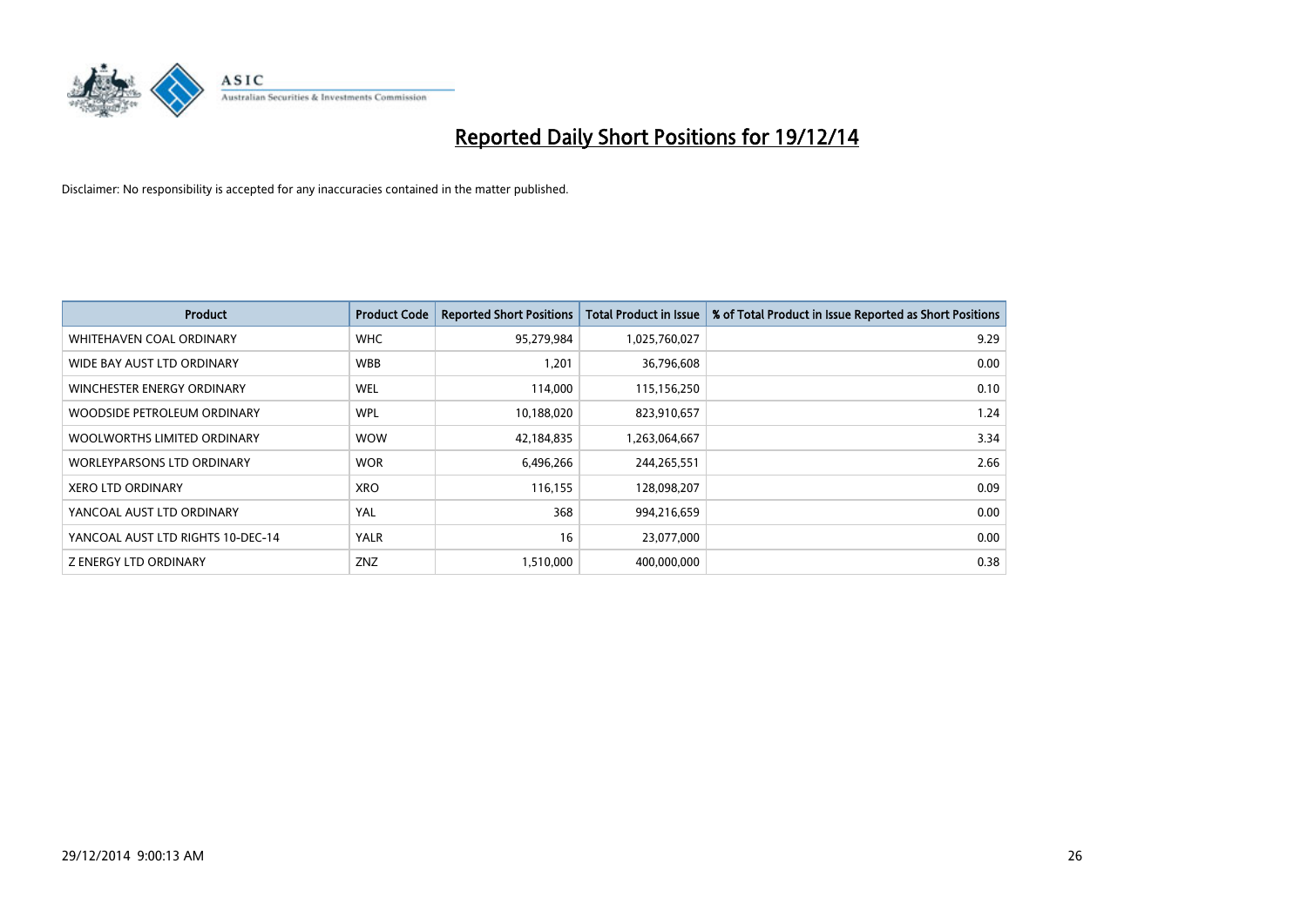# Reported Daily Short Positions for 19/12/14

Disclaimer: No responsibility is accepted for any inaccuracies contained in the matter published.

| Product | Product Code | Reported Short Positions | Total Product in Issue | % of Total Product in Issue Reported as Short Positions |
|---|---|---|---|---|
| WHITEHAVEN COAL ORDINARY | WHC | 95,279,984 | 1,025,760,027 | 9.29 |
| WIDE BAY AUST LTD ORDINARY | WBB | 1,201 | 36,796,608 | 0.00 |
| WINCHESTER ENERGY ORDINARY | WEL | 114,000 | 115,156,250 | 0.10 |
| WOODSIDE PETROLEUM ORDINARY | WPL | 10,188,020 | 823,910,657 | 1.24 |
| WOOLWORTHS LIMITED ORDINARY | WOW | 42,184,835 | 1,263,064,667 | 3.34 |
| WORLEYPARSONS LTD ORDINARY | WOR | 6,496,266 | 244,265,551 | 2.66 |
| XERO LTD ORDINARY | XRO | 116,155 | 128,098,207 | 0.09 |
| YANCOAL AUST LTD ORDINARY | YAL | 368 | 994,216,659 | 0.00 |
| YANCOAL AUST LTD RIGHTS 10-DEC-14 | YALR | 16 | 23,077,000 | 0.00 |
| Z ENERGY LTD ORDINARY | ZNZ | 1,510,000 | 400,000,000 | 0.38 |

29/12/2014 9:00:13 AM